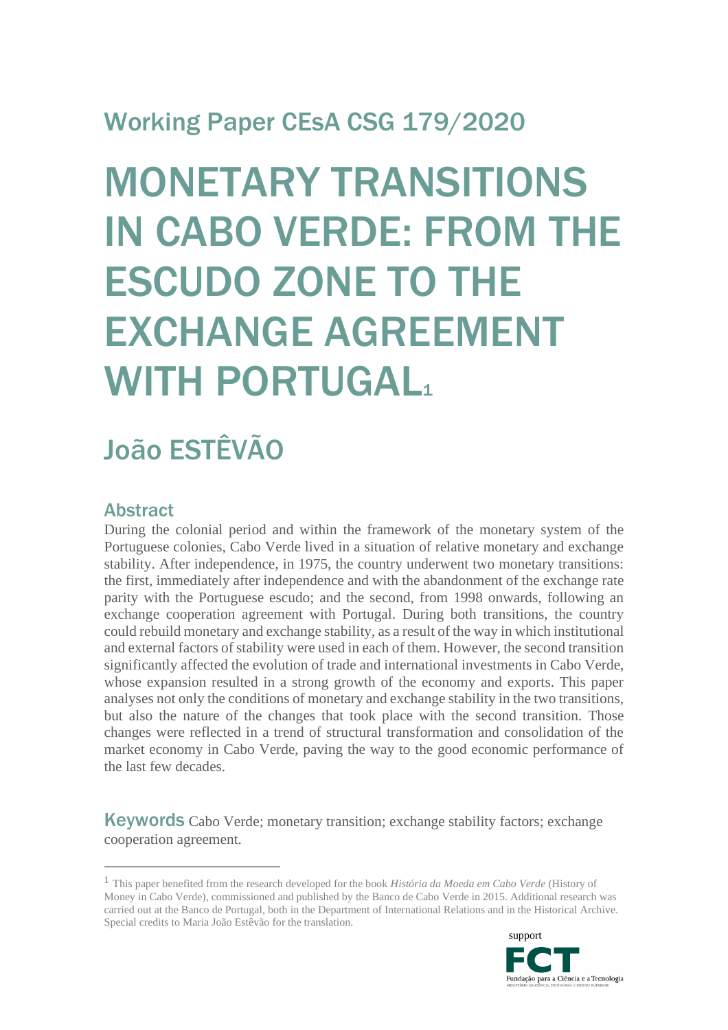## Working Paper CEsA CSG 179/2020

# MONETARY TRANSITIONS IN CABO VERDE: FROM THE ESCUDO ZONE TO THE EXCHANGE AGREEMENT WITH PORTUGAL[1]

## João ESTÊVÃO

### Abstract

During the colonial period and within the framework of the monetary system of the Portuguese colonies, Cabo Verde lived in a situation of relative monetary and exchange stability. After independence, in 1975, the country underwent two monetary transitions: the first, immediately after independence and with the abandonment of the exchange rate parity with the Portuguese escudo; and the second, from 1998 onwards, following an exchange cooperation agreement with Portugal. During both transitions, the country could rebuild monetary and exchange stability, as a result of the way in which institutional and external factors of stability were used in each of them. However, the second transition significantly affected the evolution of trade and international investments in Cabo Verde, whose expansion resulted in a strong growth of the economy and exports. This paper analyses not only the conditions of monetary and exchange stability in the two transitions, but also the nature of the changes that took place with the second transition. Those changes were reflected in a trend of structural transformation and consolidation of the market economy in Cabo Verde, paving the way to the good economic performance of the last few decades.

**Keywords** Cabo Verde; monetary transition; exchange stability factors; exchange cooperation agreement.

---

[1] This paper benefited from the research developed for the book *História da Moeda em Cabo Verde* (History of Money in Cabo Verde), commissioned and published by the Banco de Cabo Verde in 2015. Additional research was carried out at the Banco de Portugal, both in the Department of International Relations and in the Historical Archive. Special credits to Maria João Estêvão for the translation.

support

FCT
Fundação para a Ciência e a Tecnologia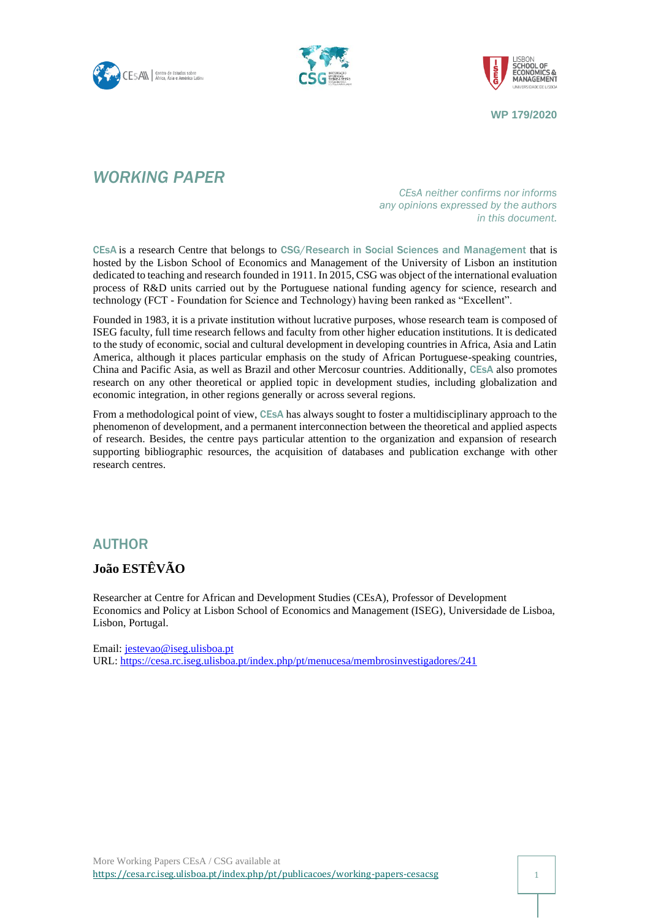WP 179/2020

# WORKING PAPER

*CEsA neither confirms nor informs any opinions expressed by the authors in this document.*

CEsA is a research Centre that belongs to CSG/Research in Social Sciences and Management that is hosted by the Lisbon School of Economics and Management of the University of Lisbon an institution dedicated to teaching and research founded in 1911. In 2015, CSG was object of the international evaluation process of R&D units carried out by the Portuguese national funding agency for science, research and technology (FCT - Foundation for Science and Technology) having been ranked as "Excellent".

Founded in 1983, it is a private institution without lucrative purposes, whose research team is composed of ISEG faculty, full time research fellows and faculty from other higher education institutions. It is dedicated to the study of economic, social and cultural development in developing countries in Africa, Asia and Latin America, although it places particular emphasis on the study of African Portuguese-speaking countries, China and Pacific Asia, as well as Brazil and other Mercosur countries. Additionally, CEsA also promotes research on any other theoretical or applied topic in development studies, including globalization and economic integration, in other regions generally or across several regions.

From a methodological point of view, CEsA has always sought to foster a multidisciplinary approach to the phenomenon of development, and a permanent interconnection between the theoretical and applied aspects of research. Besides, the centre pays particular attention to the organization and expansion of research supporting bibliographic resources, the acquisition of databases and publication exchange with other research centres.

## AUTHOR

### João ESTÊVÃO

Researcher at Centre for African and Development Studies (CEsA), Professor of Development Economics and Policy at Lisbon School of Economics and Management (ISEG), Universidade de Lisboa, Lisbon, Portugal.

Email: jestevao@iseg.ulisboa.pt
URL: https://cesa.rc.iseg.ulisboa.pt/index.php/pt/menucesa/membrosinvestigadores/241

More Working Papers CEsA / CSG available at
https://cesa.rc.iseg.ulisboa.pt/index.php/pt/publicacoes/working-papers-cesacsg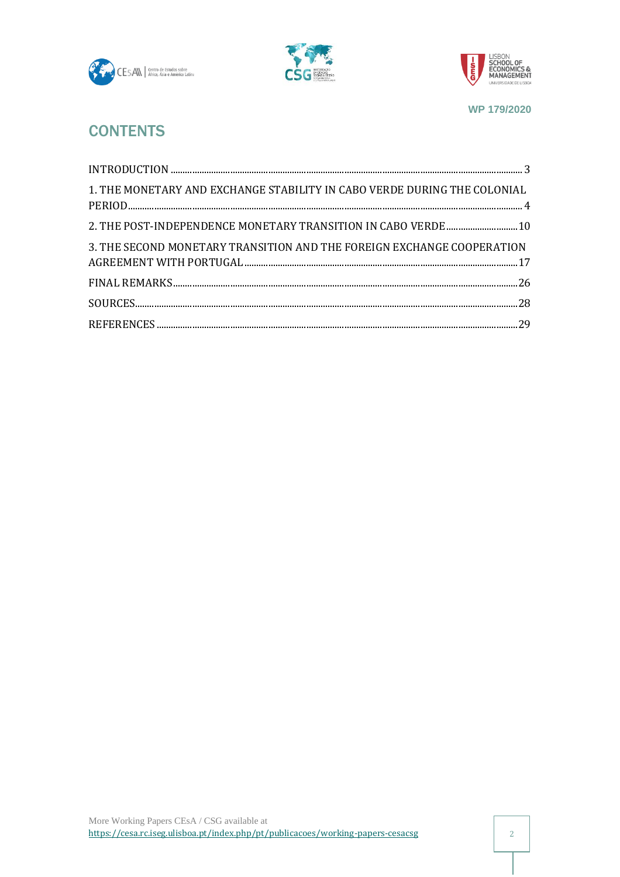## CONTENTS

INTRODUCTION ........................................................................ 3

1. THE MONETARY AND EXCHANGE STABILITY IN CABO VERDE DURING THE COLONIAL PERIOD ........................................................................ 4

2. THE POST-INDEPENDENCE MONETARY TRANSITION IN CABO VERDE ........................ 10

3. THE SECOND MONETARY TRANSITION AND THE FOREIGN EXCHANGE COOPERATION AGREEMENT WITH PORTUGAL ........................................................................ 17

FINAL REMARKS ........................................................................ 26

SOURCES ........................................................................ 28

REFERENCES ........................................................................ 29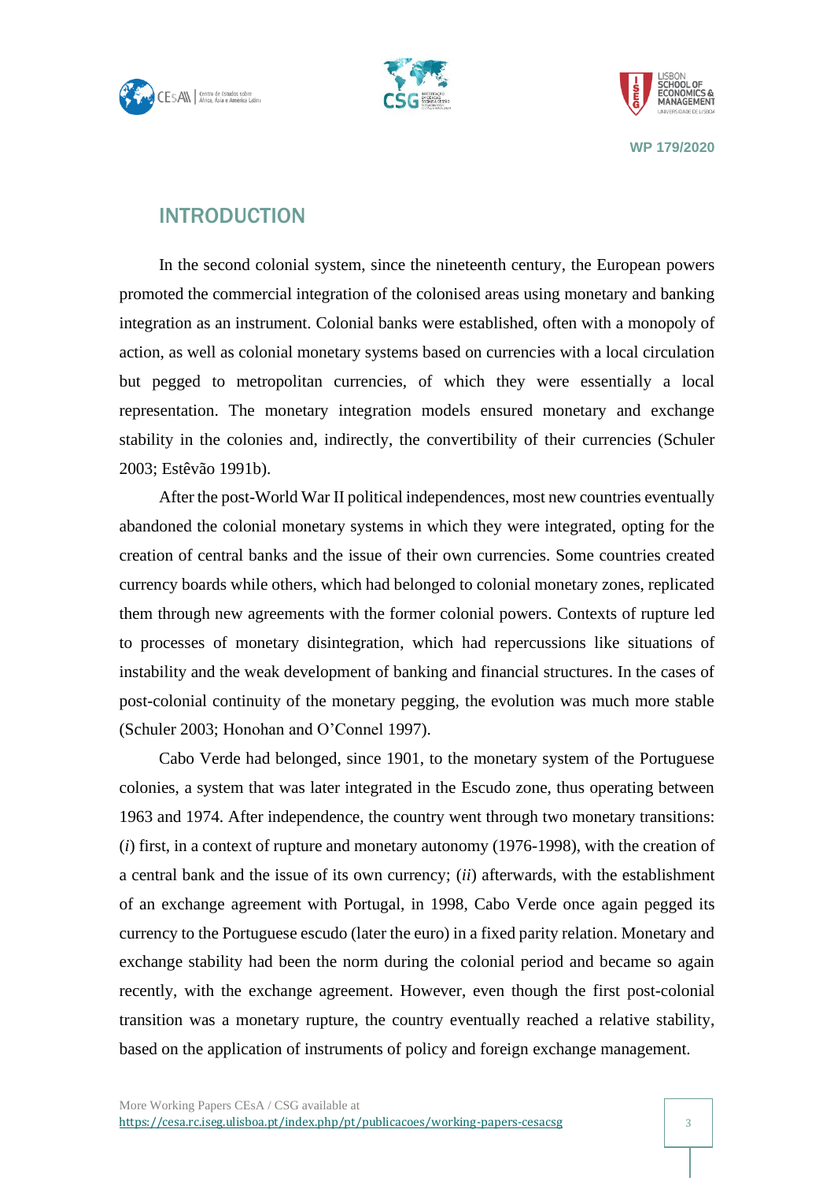## INTRODUCTION

In the second colonial system, since the nineteenth century, the European powers promoted the commercial integration of the colonised areas using monetary and banking integration as an instrument. Colonial banks were established, often with a monopoly of action, as well as colonial monetary systems based on currencies with a local circulation but pegged to metropolitan currencies, of which they were essentially a local representation. The monetary integration models ensured monetary and exchange stability in the colonies and, indirectly, the convertibility of their currencies (Schuler 2003; Estêvão 1991b).

After the post-World War II political independences, most new countries eventually abandoned the colonial monetary systems in which they were integrated, opting for the creation of central banks and the issue of their own currencies. Some countries created currency boards while others, which had belonged to colonial monetary zones, replicated them through new agreements with the former colonial powers. Contexts of rupture led to processes of monetary disintegration, which had repercussions like situations of instability and the weak development of banking and financial structures. In the cases of post-colonial continuity of the monetary pegging, the evolution was much more stable (Schuler 2003; Honohan and O'Connel 1997).

Cabo Verde had belonged, since 1901, to the monetary system of the Portuguese colonies, a system that was later integrated in the Escudo zone, thus operating between 1963 and 1974. After independence, the country went through two monetary transitions: (*i*) first, in a context of rupture and monetary autonomy (1976-1998), with the creation of a central bank and the issue of its own currency; (*ii*) afterwards, with the establishment of an exchange agreement with Portugal, in 1998, Cabo Verde once again pegged its currency to the Portuguese escudo (later the euro) in a fixed parity relation. Monetary and exchange stability had been the norm during the colonial period and became so again recently, with the exchange agreement. However, even though the first post-colonial transition was a monetary rupture, the country eventually reached a relative stability, based on the application of instruments of policy and foreign exchange management.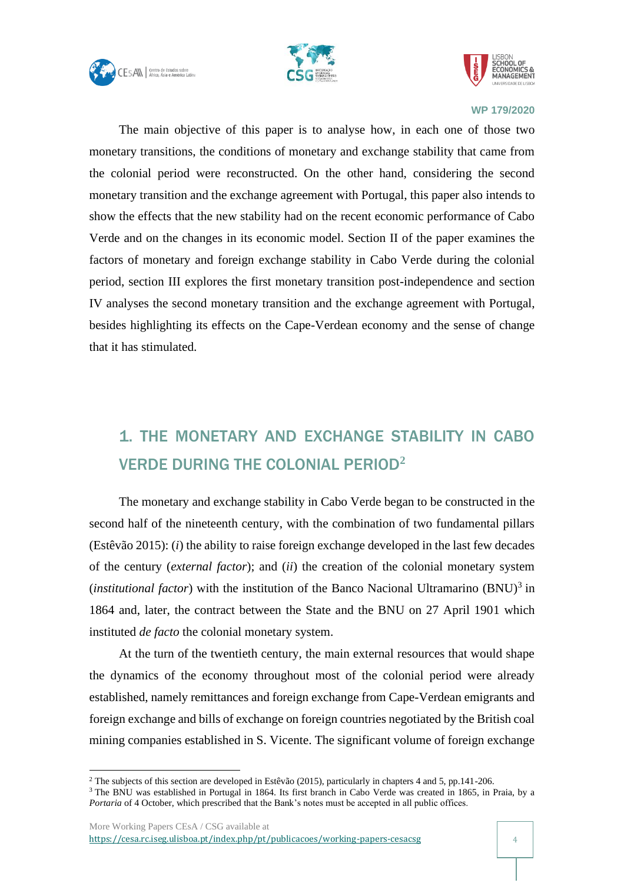The main objective of this paper is to analyse how, in each one of those two monetary transitions, the conditions of monetary and exchange stability that came from the colonial period were reconstructed. On the other hand, considering the second monetary transition and the exchange agreement with Portugal, this paper also intends to show the effects that the new stability had on the recent economic performance of Cabo Verde and on the changes in its economic model. Section II of the paper examines the factors of monetary and foreign exchange stability in Cabo Verde during the colonial period, section III explores the first monetary transition post-independence and section IV analyses the second monetary transition and the exchange agreement with Portugal, besides highlighting its effects on the Cape-Verdean economy and the sense of change that it has stimulated.

## 1. THE MONETARY AND EXCHANGE STABILITY IN CABO VERDE DURING THE COLONIAL PERIOD[2]

The monetary and exchange stability in Cabo Verde began to be constructed in the second half of the nineteenth century, with the combination of two fundamental pillars (Estêvão 2015): (*i*) the ability to raise foreign exchange developed in the last few decades of the century (*external factor*); and (*ii*) the creation of the colonial monetary system (*institutional factor*) with the institution of the Banco Nacional Ultramarino (BNU)[3] in 1864 and, later, the contract between the State and the BNU on 27 April 1901 which instituted *de facto* the colonial monetary system.

At the turn of the twentieth century, the main external resources that would shape the dynamics of the economy throughout most of the colonial period were already established, namely remittances and foreign exchange from Cape-Verdean emigrants and foreign exchange and bills of exchange on foreign countries negotiated by the British coal mining companies established in S. Vicente. The significant volume of foreign exchange

---

[2] The subjects of this section are developed in Estêvão (2015), particularly in chapters 4 and 5, pp.141-206.

[3] The BNU was established in Portugal in 1864. Its first branch in Cabo Verde was created in 1865, in Praia, by a *Portaria* of 4 October, which prescribed that the Bank's notes must be accepted in all public offices.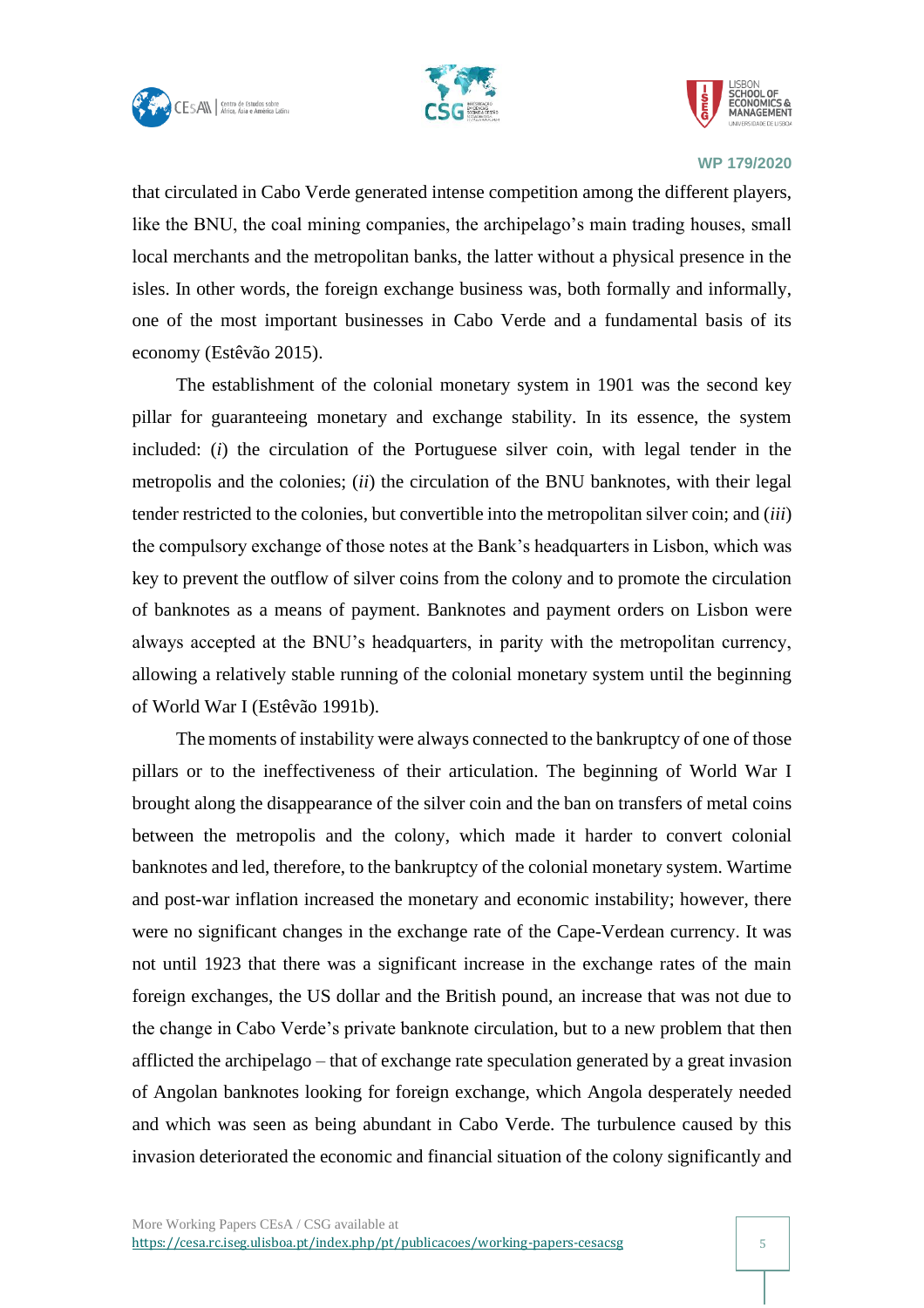that circulated in Cabo Verde generated intense competition among the different players, like the BNU, the coal mining companies, the archipelago's main trading houses, small local merchants and the metropolitan banks, the latter without a physical presence in the isles. In other words, the foreign exchange business was, both formally and informally, one of the most important businesses in Cabo Verde and a fundamental basis of its economy (Estêvão 2015).

The establishment of the colonial monetary system in 1901 was the second key pillar for guaranteeing monetary and exchange stability. In its essence, the system included: (*i*) the circulation of the Portuguese silver coin, with legal tender in the metropolis and the colonies; (*ii*) the circulation of the BNU banknotes, with their legal tender restricted to the colonies, but convertible into the metropolitan silver coin; and (*iii*) the compulsory exchange of those notes at the Bank's headquarters in Lisbon, which was key to prevent the outflow of silver coins from the colony and to promote the circulation of banknotes as a means of payment. Banknotes and payment orders on Lisbon were always accepted at the BNU's headquarters, in parity with the metropolitan currency, allowing a relatively stable running of the colonial monetary system until the beginning of World War I (Estêvão 1991b).

The moments of instability were always connected to the bankruptcy of one of those pillars or to the ineffectiveness of their articulation. The beginning of World War I brought along the disappearance of the silver coin and the ban on transfers of metal coins between the metropolis and the colony, which made it harder to convert colonial banknotes and led, therefore, to the bankruptcy of the colonial monetary system. Wartime and post-war inflation increased the monetary and economic instability; however, there were no significant changes in the exchange rate of the Cape-Verdean currency. It was not until 1923 that there was a significant increase in the exchange rates of the main foreign exchanges, the US dollar and the British pound, an increase that was not due to the change in Cabo Verde's private banknote circulation, but to a new problem that then afflicted the archipelago – that of exchange rate speculation generated by a great invasion of Angolan banknotes looking for foreign exchange, which Angola desperately needed and which was seen as being abundant in Cabo Verde. The turbulence caused by this invasion deteriorated the economic and financial situation of the colony significantly and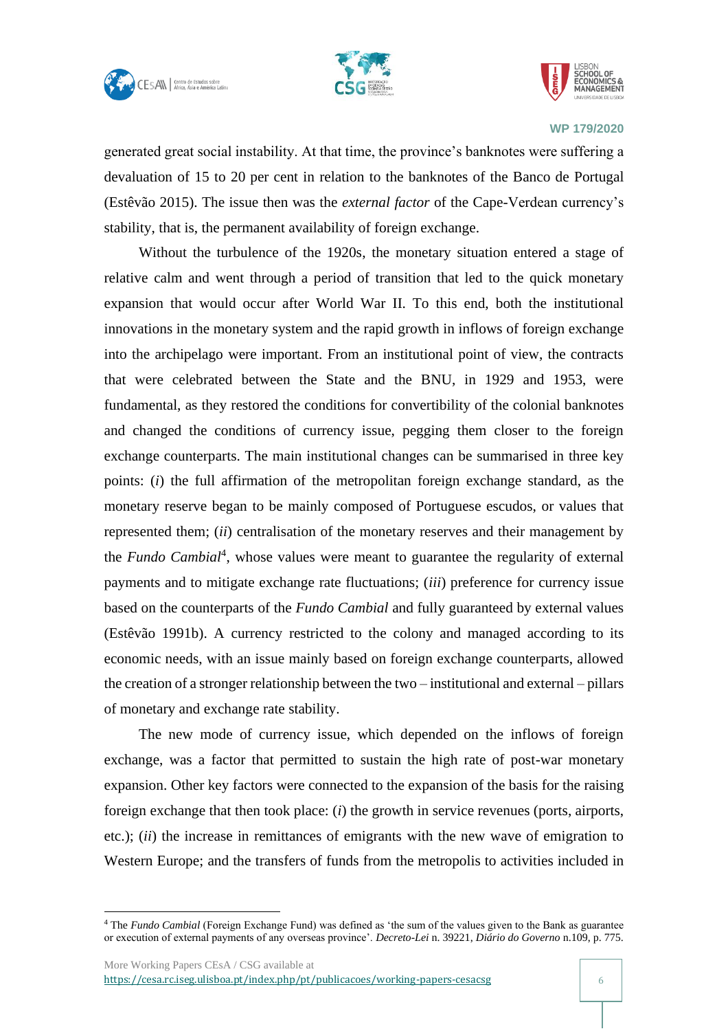generated great social instability. At that time, the province's banknotes were suffering a devaluation of 15 to 20 per cent in relation to the banknotes of the Banco de Portugal (Estêvão 2015). The issue then was the *external factor* of the Cape-Verdean currency's stability, that is, the permanent availability of foreign exchange.

Without the turbulence of the 1920s, the monetary situation entered a stage of relative calm and went through a period of transition that led to the quick monetary expansion that would occur after World War II. To this end, both the institutional innovations in the monetary system and the rapid growth in inflows of foreign exchange into the archipelago were important. From an institutional point of view, the contracts that were celebrated between the State and the BNU, in 1929 and 1953, were fundamental, as they restored the conditions for convertibility of the colonial banknotes and changed the conditions of currency issue, pegging them closer to the foreign exchange counterparts. The main institutional changes can be summarised in three key points: (*i*) the full affirmation of the metropolitan foreign exchange standard, as the monetary reserve began to be mainly composed of Portuguese escudos, or values that represented them; (*ii*) centralisation of the monetary reserves and their management by the *Fundo Cambial*[4], whose values were meant to guarantee the regularity of external payments and to mitigate exchange rate fluctuations; (*iii*) preference for currency issue based on the counterparts of the *Fundo Cambial* and fully guaranteed by external values (Estêvão 1991b). A currency restricted to the colony and managed according to its economic needs, with an issue mainly based on foreign exchange counterparts, allowed the creation of a stronger relationship between the two – institutional and external – pillars of monetary and exchange rate stability.

The new mode of currency issue, which depended on the inflows of foreign exchange, was a factor that permitted to sustain the high rate of post-war monetary expansion. Other key factors were connected to the expansion of the basis for the raising foreign exchange that then took place: (*i*) the growth in service revenues (ports, airports, etc.); (*ii*) the increase in remittances of emigrants with the new wave of emigration to Western Europe; and the transfers of funds from the metropolis to activities included in

---

[4] The *Fundo Cambial* (Foreign Exchange Fund) was defined as 'the sum of the values given to the Bank as guarantee or execution of external payments of any overseas province'. *Decreto-Lei* n. 39221, *Diário do Governo* n.109, p. 775.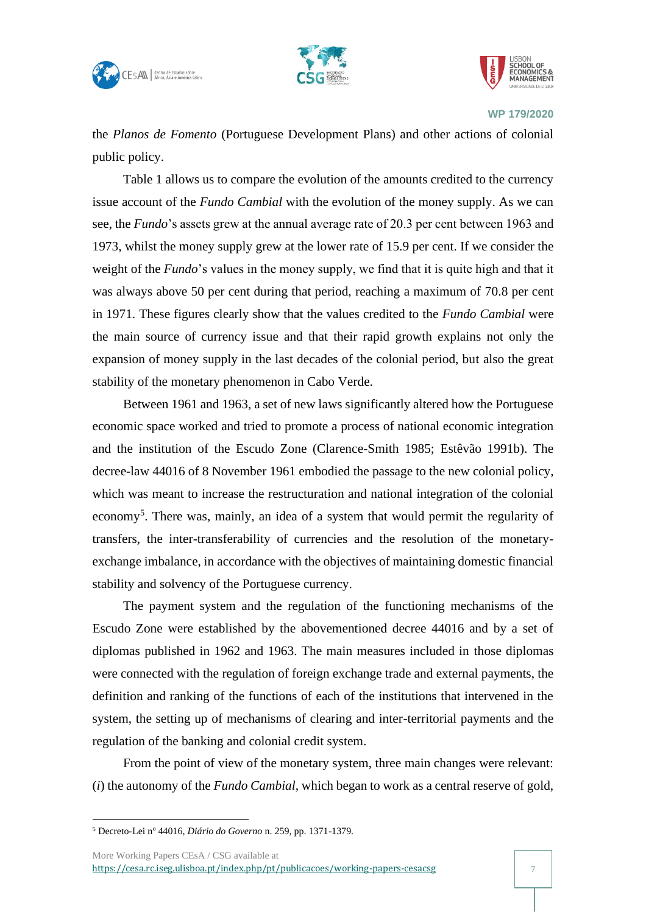the *Planos de Fomento* (Portuguese Development Plans) and other actions of colonial public policy.

Table 1 allows us to compare the evolution of the amounts credited to the currency issue account of the *Fundo Cambial* with the evolution of the money supply. As we can see, the *Fundo*'s assets grew at the annual average rate of 20.3 per cent between 1963 and 1973, whilst the money supply grew at the lower rate of 15.9 per cent. If we consider the weight of the *Fundo*'s values in the money supply, we find that it is quite high and that it was always above 50 per cent during that period, reaching a maximum of 70.8 per cent in 1971. These figures clearly show that the values credited to the *Fundo Cambial* were the main source of currency issue and that their rapid growth explains not only the expansion of money supply in the last decades of the colonial period, but also the great stability of the monetary phenomenon in Cabo Verde.

Between 1961 and 1963, a set of new laws significantly altered how the Portuguese economic space worked and tried to promote a process of national economic integration and the institution of the Escudo Zone (Clarence-Smith 1985; Estêvão 1991b). The decree-law 44016 of 8 November 1961 embodied the passage to the new colonial policy, which was meant to increase the restructuration and national integration of the colonial economy[5]. There was, mainly, an idea of a system that would permit the regularity of transfers, the inter-transferability of currencies and the resolution of the monetary-exchange imbalance, in accordance with the objectives of maintaining domestic financial stability and solvency of the Portuguese currency.

The payment system and the regulation of the functioning mechanisms of the Escudo Zone were established by the abovementioned decree 44016 and by a set of diplomas published in 1962 and 1963. The main measures included in those diplomas were connected with the regulation of foreign exchange trade and external payments, the definition and ranking of the functions of each of the institutions that intervened in the system, the setting up of mechanisms of clearing and inter-territorial payments and the regulation of the banking and colonial credit system.

From the point of view of the monetary system, three main changes were relevant: (*i*) the autonomy of the *Fundo Cambial*, which began to work as a central reserve of gold,

[5] Decreto-Lei nº 44016, *Diário do Governo* n. 259, pp. 1371-1379.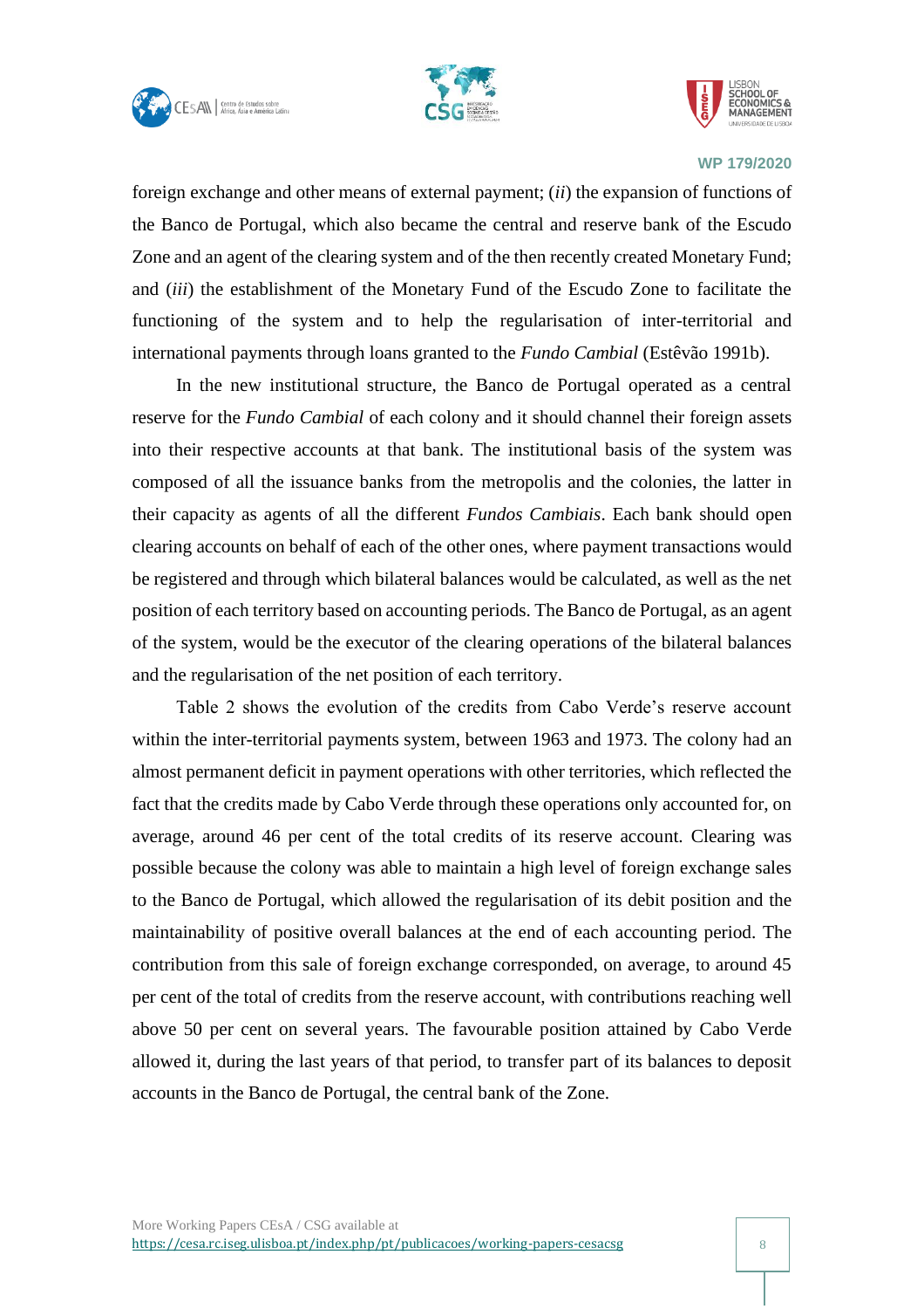foreign exchange and other means of external payment; (*ii*) the expansion of functions of the Banco de Portugal, which also became the central and reserve bank of the Escudo Zone and an agent of the clearing system and of the then recently created Monetary Fund; and (*iii*) the establishment of the Monetary Fund of the Escudo Zone to facilitate the functioning of the system and to help the regularisation of inter-territorial and international payments through loans granted to the *Fundo Cambial* (Estêvão 1991b).

In the new institutional structure, the Banco de Portugal operated as a central reserve for the *Fundo Cambial* of each colony and it should channel their foreign assets into their respective accounts at that bank. The institutional basis of the system was composed of all the issuance banks from the metropolis and the colonies, the latter in their capacity as agents of all the different *Fundos Cambiais*. Each bank should open clearing accounts on behalf of each of the other ones, where payment transactions would be registered and through which bilateral balances would be calculated, as well as the net position of each territory based on accounting periods. The Banco de Portugal, as an agent of the system, would be the executor of the clearing operations of the bilateral balances and the regularisation of the net position of each territory.

Table 2 shows the evolution of the credits from Cabo Verde's reserve account within the inter-territorial payments system, between 1963 and 1973. The colony had an almost permanent deficit in payment operations with other territories, which reflected the fact that the credits made by Cabo Verde through these operations only accounted for, on average, around 46 per cent of the total credits of its reserve account. Clearing was possible because the colony was able to maintain a high level of foreign exchange sales to the Banco de Portugal, which allowed the regularisation of its debit position and the maintainability of positive overall balances at the end of each accounting period. The contribution from this sale of foreign exchange corresponded, on average, to around 45 per cent of the total of credits from the reserve account, with contributions reaching well above 50 per cent on several years. The favourable position attained by Cabo Verde allowed it, during the last years of that period, to transfer part of its balances to deposit accounts in the Banco de Portugal, the central bank of the Zone.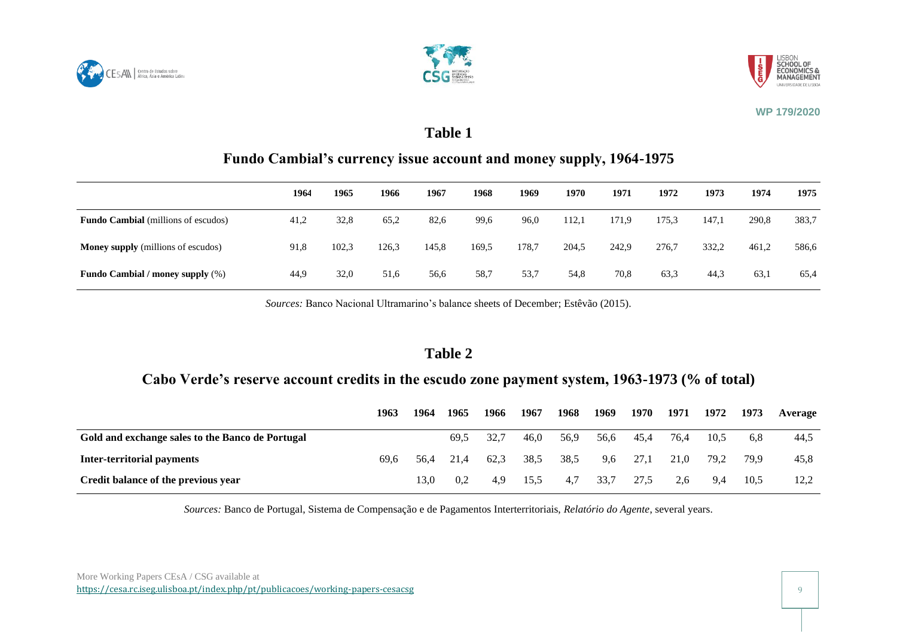## Table 1

### Fundo Cambial's currency issue account and money supply, 1964-1975

| | 1964 | 1965 | 1966 | 1967 | 1968 | 1969 | 1970 | 1971 | 1972 | 1973 | 1974 | 1975 |
|---|---|---|---|---|---|---|---|---|---|---|---|---|
| **Fundo Cambial** (millions of escudos) | 41,2 | 32,8 | 65,2 | 82,6 | 99,6 | 96,0 | 112,1 | 171,9 | 175,3 | 147,1 | 290,8 | 383,7 |
| **Money supply** (millions of escudos) | 91,8 | 102,3 | 126,3 | 145,8 | 169,5 | 178,7 | 204,5 | 242,9 | 276,7 | 332,2 | 461,2 | 586,6 |
| **Fundo Cambial / money supply** (%) | 44,9 | 32,0 | 51,6 | 56,6 | 58,7 | 53,7 | 54,8 | 70,8 | 63,3 | 44,3 | 63,1 | 65,4 |

*Sources:* Banco Nacional Ultramarino's balance sheets of December; Estêvão (2015).

## Table 2

### Cabo Verde's reserve account credits in the escudo zone payment system, 1963-1973 (% of total)

| | 1963 | 1964 | 1965 | 1966 | 1967 | 1968 | 1969 | 1970 | 1971 | 1972 | 1973 | Average |
|---|---|---|---|---|---|---|---|---|---|---|---|---|
| **Gold and exchange sales to the Banco de Portugal** | | | 69,5 | 32,7 | 46,0 | 56,9 | 56,6 | 45,4 | 76,4 | 10,5 | 6,8 | 44,5 |
| **Inter-territorial payments** | 69,6 | 56,4 | 21,4 | 62,3 | 38,5 | 38,5 | 9,6 | 27,1 | 21,0 | 79,2 | 79,9 | 45,8 |
| **Credit balance of the previous year** | | 13,0 | 0,2 | 4,9 | 15,5 | 4,7 | 33,7 | 27,5 | 2,6 | 9,4 | 10,5 | 12,2 |

*Sources:* Banco de Portugal, Sistema de Compensação e de Pagamentos Interterritoriais, *Relatório do Agente*, several years.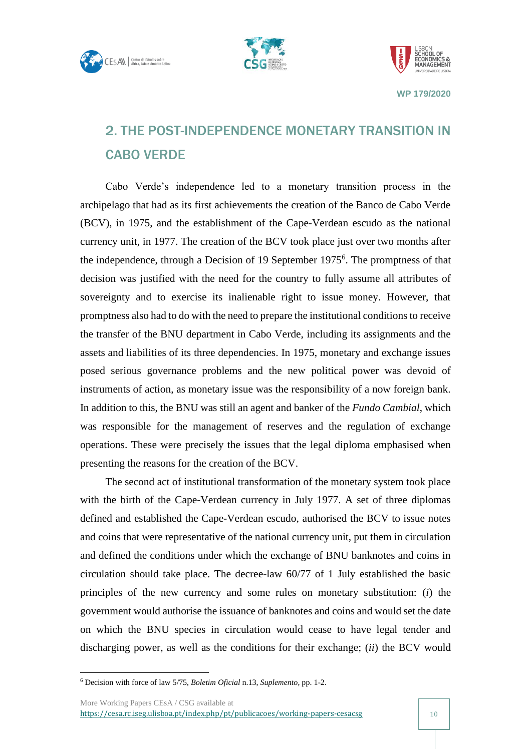## 2. THE POST-INDEPENDENCE MONETARY TRANSITION IN CABO VERDE

Cabo Verde's independence led to a monetary transition process in the archipelago that had as its first achievements the creation of the Banco de Cabo Verde (BCV), in 1975, and the establishment of the Cape-Verdean escudo as the national currency unit, in 1977. The creation of the BCV took place just over two months after the independence, through a Decision of 19 September 1975[6]. The promptness of that decision was justified with the need for the country to fully assume all attributes of sovereignty and to exercise its inalienable right to issue money. However, that promptness also had to do with the need to prepare the institutional conditions to receive the transfer of the BNU department in Cabo Verde, including its assignments and the assets and liabilities of its three dependencies. In 1975, monetary and exchange issues posed serious governance problems and the new political power was devoid of instruments of action, as monetary issue was the responsibility of a now foreign bank. In addition to this, the BNU was still an agent and banker of the *Fundo Cambial*, which was responsible for the management of reserves and the regulation of exchange operations. These were precisely the issues that the legal diploma emphasised when presenting the reasons for the creation of the BCV.

The second act of institutional transformation of the monetary system took place with the birth of the Cape-Verdean currency in July 1977. A set of three diplomas defined and established the Cape-Verdean escudo, authorised the BCV to issue notes and coins that were representative of the national currency unit, put them in circulation and defined the conditions under which the exchange of BNU banknotes and coins in circulation should take place. The decree-law 60/77 of 1 July established the basic principles of the new currency and some rules on monetary substitution: (*i*) the government would authorise the issuance of banknotes and coins and would set the date on which the BNU species in circulation would cease to have legal tender and discharging power, as well as the conditions for their exchange; (*ii*) the BCV would

[6] Decision with force of law 5/75, *Boletim Oficial* n.13, *Suplemento*, pp. 1-2.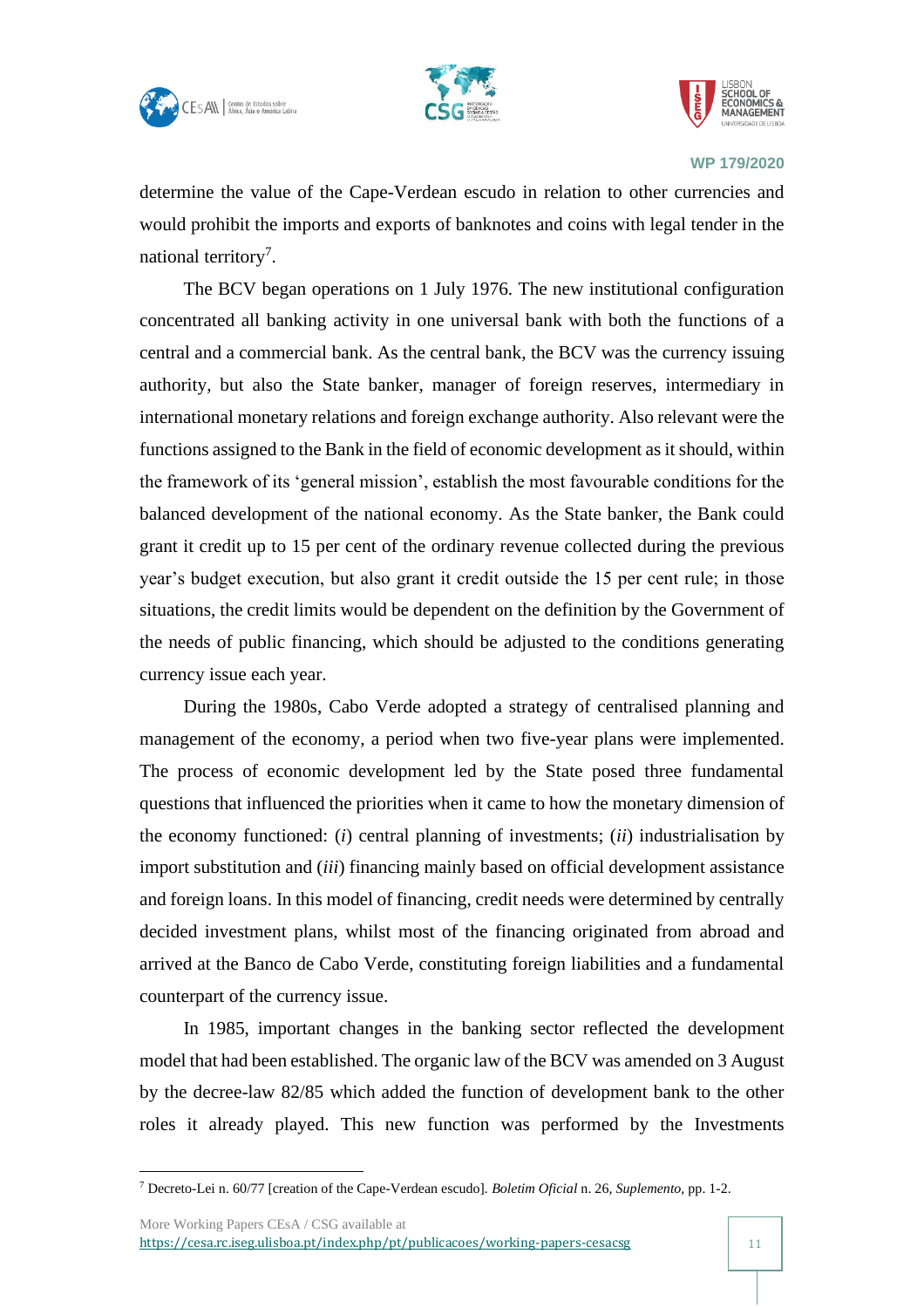determine the value of the Cape-Verdean escudo in relation to other currencies and would prohibit the imports and exports of banknotes and coins with legal tender in the national territory[7].

The BCV began operations on 1 July 1976. The new institutional configuration concentrated all banking activity in one universal bank with both the functions of a central and a commercial bank. As the central bank, the BCV was the currency issuing authority, but also the State banker, manager of foreign reserves, intermediary in international monetary relations and foreign exchange authority. Also relevant were the functions assigned to the Bank in the field of economic development as it should, within the framework of its 'general mission', establish the most favourable conditions for the balanced development of the national economy. As the State banker, the Bank could grant it credit up to 15 per cent of the ordinary revenue collected during the previous year's budget execution, but also grant it credit outside the 15 per cent rule; in those situations, the credit limits would be dependent on the definition by the Government of the needs of public financing, which should be adjusted to the conditions generating currency issue each year.

During the 1980s, Cabo Verde adopted a strategy of centralised planning and management of the economy, a period when two five-year plans were implemented. The process of economic development led by the State posed three fundamental questions that influenced the priorities when it came to how the monetary dimension of the economy functioned: (*i*) central planning of investments; (*ii*) industrialisation by import substitution and (*iii*) financing mainly based on official development assistance and foreign loans. In this model of financing, credit needs were determined by centrally decided investment plans, whilst most of the financing originated from abroad and arrived at the Banco de Cabo Verde, constituting foreign liabilities and a fundamental counterpart of the currency issue.

In 1985, important changes in the banking sector reflected the development model that had been established. The organic law of the BCV was amended on 3 August by the decree-law 82/85 which added the function of development bank to the other roles it already played. This new function was performed by the Investments

---

[7] Decreto-Lei n. 60/77 [creation of the Cape-Verdean escudo]. *Boletim Oficial* n. 26, *Suplemento*, pp. 1-2.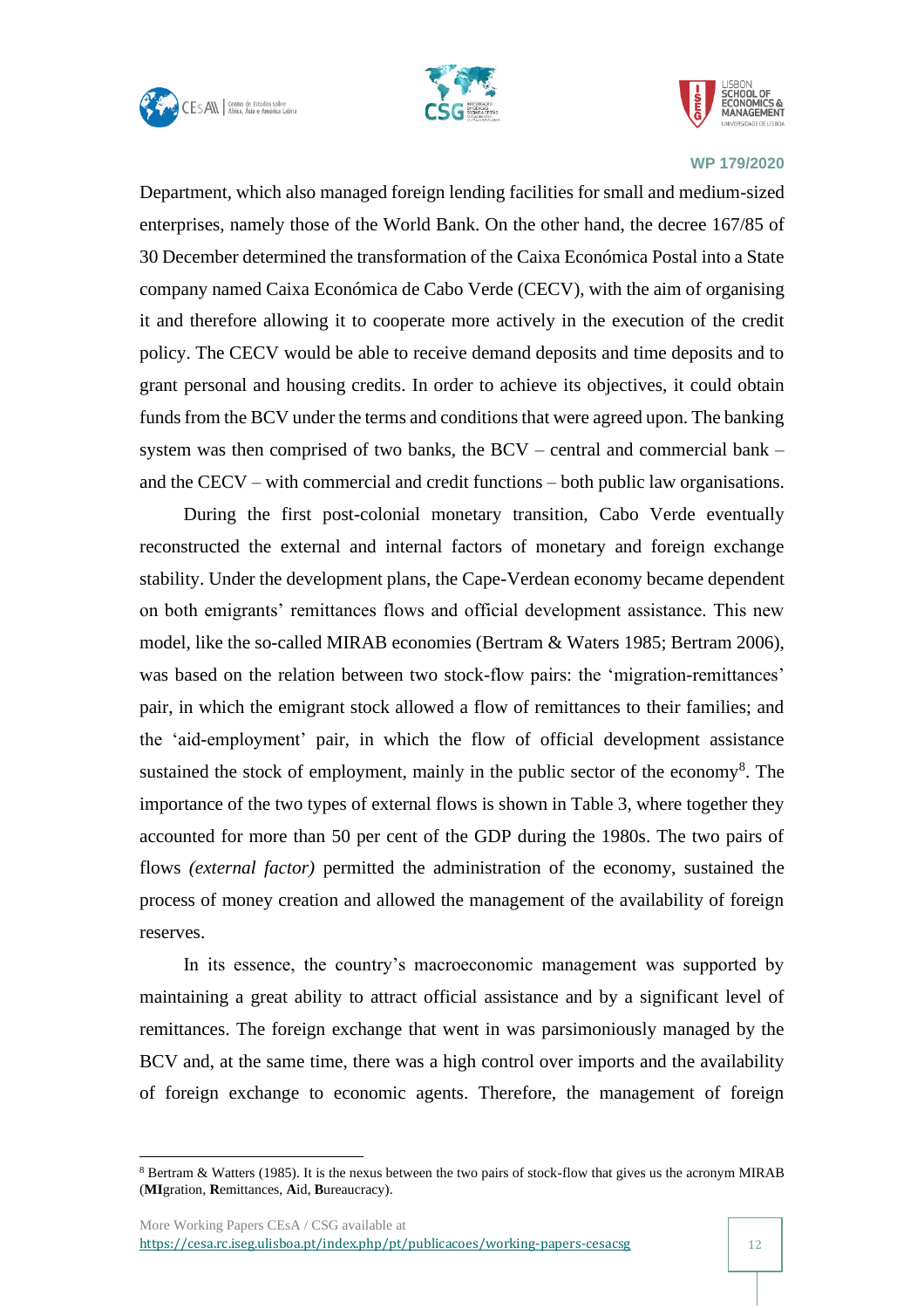Department, which also managed foreign lending facilities for small and medium-sized enterprises, namely those of the World Bank. On the other hand, the decree 167/85 of 30 December determined the transformation of the Caixa Económica Postal into a State company named Caixa Económica de Cabo Verde (CECV), with the aim of organising it and therefore allowing it to cooperate more actively in the execution of the credit policy. The CECV would be able to receive demand deposits and time deposits and to grant personal and housing credits. In order to achieve its objectives, it could obtain funds from the BCV under the terms and conditions that were agreed upon. The banking system was then comprised of two banks, the BCV – central and commercial bank – and the CECV – with commercial and credit functions – both public law organisations.

During the first post-colonial monetary transition, Cabo Verde eventually reconstructed the external and internal factors of monetary and foreign exchange stability. Under the development plans, the Cape-Verdean economy became dependent on both emigrants' remittances flows and official development assistance. This new model, like the so-called MIRAB economies (Bertram & Waters 1985; Bertram 2006), was based on the relation between two stock-flow pairs: the 'migration-remittances' pair, in which the emigrant stock allowed a flow of remittances to their families; and the 'aid-employment' pair, in which the flow of official development assistance sustained the stock of employment, mainly in the public sector of the economy[8]. The importance of the two types of external flows is shown in Table 3, where together they accounted for more than 50 per cent of the GDP during the 1980s. The two pairs of flows *(external factor)* permitted the administration of the economy, sustained the process of money creation and allowed the management of the availability of foreign reserves.

In its essence, the country's macroeconomic management was supported by maintaining a great ability to attract official assistance and by a significant level of remittances. The foreign exchange that went in was parsimoniously managed by the BCV and, at the same time, there was a high control over imports and the availability of foreign exchange to economic agents. Therefore, the management of foreign

---

[8] Bertram & Watters (1985). It is the nexus between the two pairs of stock-flow that gives us the acronym MIRAB (**MI**gration, **R**emittances, **A**id, **B**ureaucracy).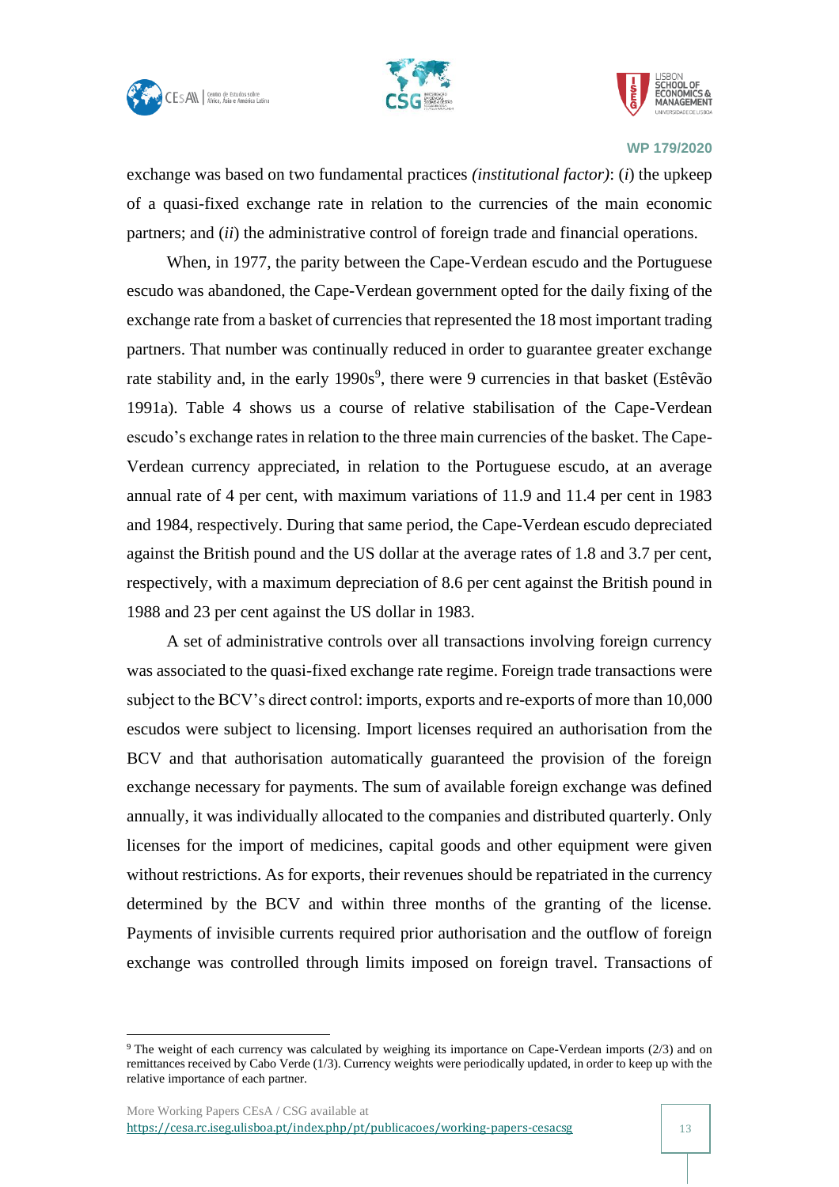exchange was based on two fundamental practices *(institutional factor)*: (*i*) the upkeep of a quasi-fixed exchange rate in relation to the currencies of the main economic partners; and (*ii*) the administrative control of foreign trade and financial operations.

When, in 1977, the parity between the Cape-Verdean escudo and the Portuguese escudo was abandoned, the Cape-Verdean government opted for the daily fixing of the exchange rate from a basket of currencies that represented the 18 most important trading partners. That number was continually reduced in order to guarantee greater exchange rate stability and, in the early 1990s[9], there were 9 currencies in that basket (Estêvão 1991a). Table 4 shows us a course of relative stabilisation of the Cape-Verdean escudo's exchange rates in relation to the three main currencies of the basket. The Cape-Verdean currency appreciated, in relation to the Portuguese escudo, at an average annual rate of 4 per cent, with maximum variations of 11.9 and 11.4 per cent in 1983 and 1984, respectively. During that same period, the Cape-Verdean escudo depreciated against the British pound and the US dollar at the average rates of 1.8 and 3.7 per cent, respectively, with a maximum depreciation of 8.6 per cent against the British pound in 1988 and 23 per cent against the US dollar in 1983.

A set of administrative controls over all transactions involving foreign currency was associated to the quasi-fixed exchange rate regime. Foreign trade transactions were subject to the BCV's direct control: imports, exports and re-exports of more than 10,000 escudos were subject to licensing. Import licenses required an authorisation from the BCV and that authorisation automatically guaranteed the provision of the foreign exchange necessary for payments. The sum of available foreign exchange was defined annually, it was individually allocated to the companies and distributed quarterly. Only licenses for the import of medicines, capital goods and other equipment were given without restrictions. As for exports, their revenues should be repatriated in the currency determined by the BCV and within three months of the granting of the license. Payments of invisible currents required prior authorisation and the outflow of foreign exchange was controlled through limits imposed on foreign travel. Transactions of

---

[9] The weight of each currency was calculated by weighing its importance on Cape-Verdean imports (2/3) and on remittances received by Cabo Verde (1/3). Currency weights were periodically updated, in order to keep up with the relative importance of each partner.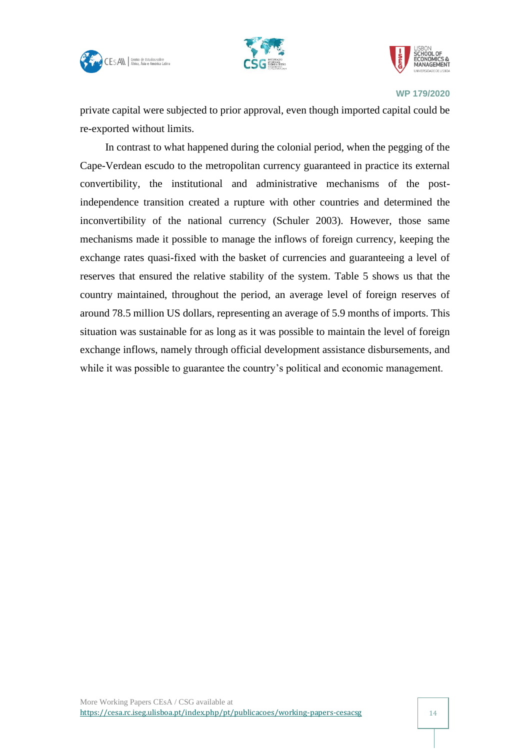private capital were subjected to prior approval, even though imported capital could be re-exported without limits.

In contrast to what happened during the colonial period, when the pegging of the Cape-Verdean escudo to the metropolitan currency guaranteed in practice its external convertibility, the institutional and administrative mechanisms of the post-independence transition created a rupture with other countries and determined the inconvertibility of the national currency (Schuler 2003). However, those same mechanisms made it possible to manage the inflows of foreign currency, keeping the exchange rates quasi-fixed with the basket of currencies and guaranteeing a level of reserves that ensured the relative stability of the system. Table 5 shows us that the country maintained, throughout the period, an average level of foreign reserves of around 78.5 million US dollars, representing an average of 5.9 months of imports. This situation was sustainable for as long as it was possible to maintain the level of foreign exchange inflows, namely through official development assistance disbursements, and while it was possible to guarantee the country's political and economic management.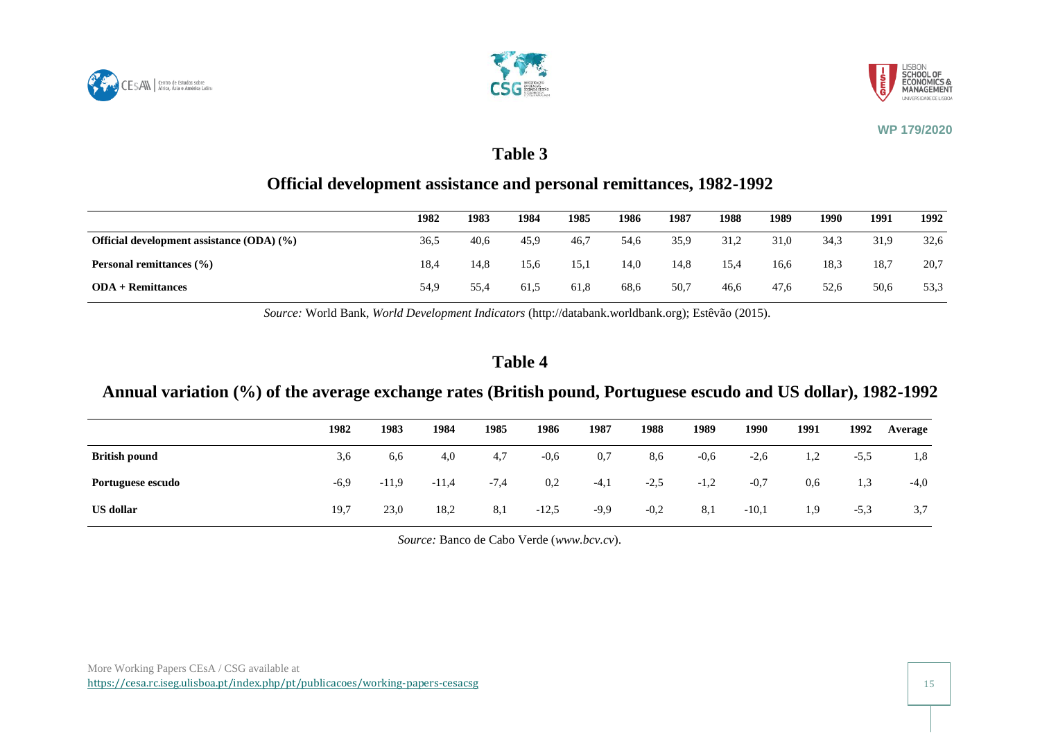## Table 3

### Official development assistance and personal remittances, 1982-1992

| | 1982 | 1983 | 1984 | 1985 | 1986 | 1987 | 1988 | 1989 | 1990 | 1991 | 1992 |
|---|---|---|---|---|---|---|---|---|---|---|---|
| **Official development assistance (ODA) (%)** | 36,5 | 40,6 | 45,9 | 46,7 | 54,6 | 35,9 | 31,2 | 31,0 | 34,3 | 31,9 | 32,6 |
| **Personal remittances (%)** | 18,4 | 14,8 | 15,6 | 15,1 | 14,0 | 14,8 | 15,4 | 16,6 | 18,3 | 18,7 | 20,7 |
| **ODA + Remittances** | 54,9 | 55,4 | 61,5 | 61,8 | 68,6 | 50,7 | 46,6 | 47,6 | 52,6 | 50,6 | 53,3 |

*Source:* World Bank, *World Development Indicators* (http://databank.worldbank.org); Estêvão (2015).

## Table 4

### Annual variation (%) of the average exchange rates (British pound, Portuguese escudo and US dollar), 1982-1992

| | 1982 | 1983 | 1984 | 1985 | 1986 | 1987 | 1988 | 1989 | 1990 | 1991 | 1992 | Average |
|---|---|---|---|---|---|---|---|---|---|---|---|---|
| **British pound** | 3,6 | 6,6 | 4,0 | 4,7 | -0,6 | 0,7 | 8,6 | -0,6 | -2,6 | 1,2 | -5,5 | 1,8 |
| **Portuguese escudo** | -6,9 | -11,9 | -11,4 | -7,4 | 0,2 | -4,1 | -2,5 | -1,2 | -0,7 | 0,6 | 1,3 | -4,0 |
| **US dollar** | 19,7 | 23,0 | 18,2 | 8,1 | -12,5 | -9,9 | -0,2 | 8,1 | -10,1 | 1,9 | -5,3 | 3,7 |

*Source:* Banco de Cabo Verde (*www.bcv.cv*).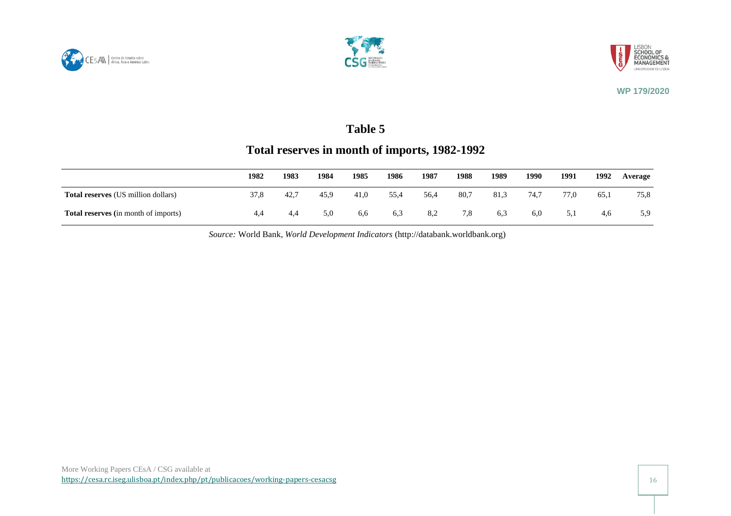# Table 5

## Total reserves in month of imports, 1982-1992

| | 1982 | 1983 | 1984 | 1985 | 1986 | 1987 | 1988 | 1989 | 1990 | 1991 | 1992 | Average |
|---|---|---|---|---|---|---|---|---|---|---|---|---|
| **Total reserves** (US million dollars) | 37,8 | 42,7 | 45,9 | 41,0 | 55,4 | 56,4 | 80,7 | 81,3 | 74,7 | 77,0 | 65,1 | 75,8 |
| **Total reserves (**in month of imports) | 4,4 | 4,4 | 5,0 | 6,6 | 6,3 | 8,2 | 7,8 | 6,3 | 6,0 | 5,1 | 4,6 | 5,9 |

*Source:* World Bank, *World Development Indicators* (http://databank.worldbank.org)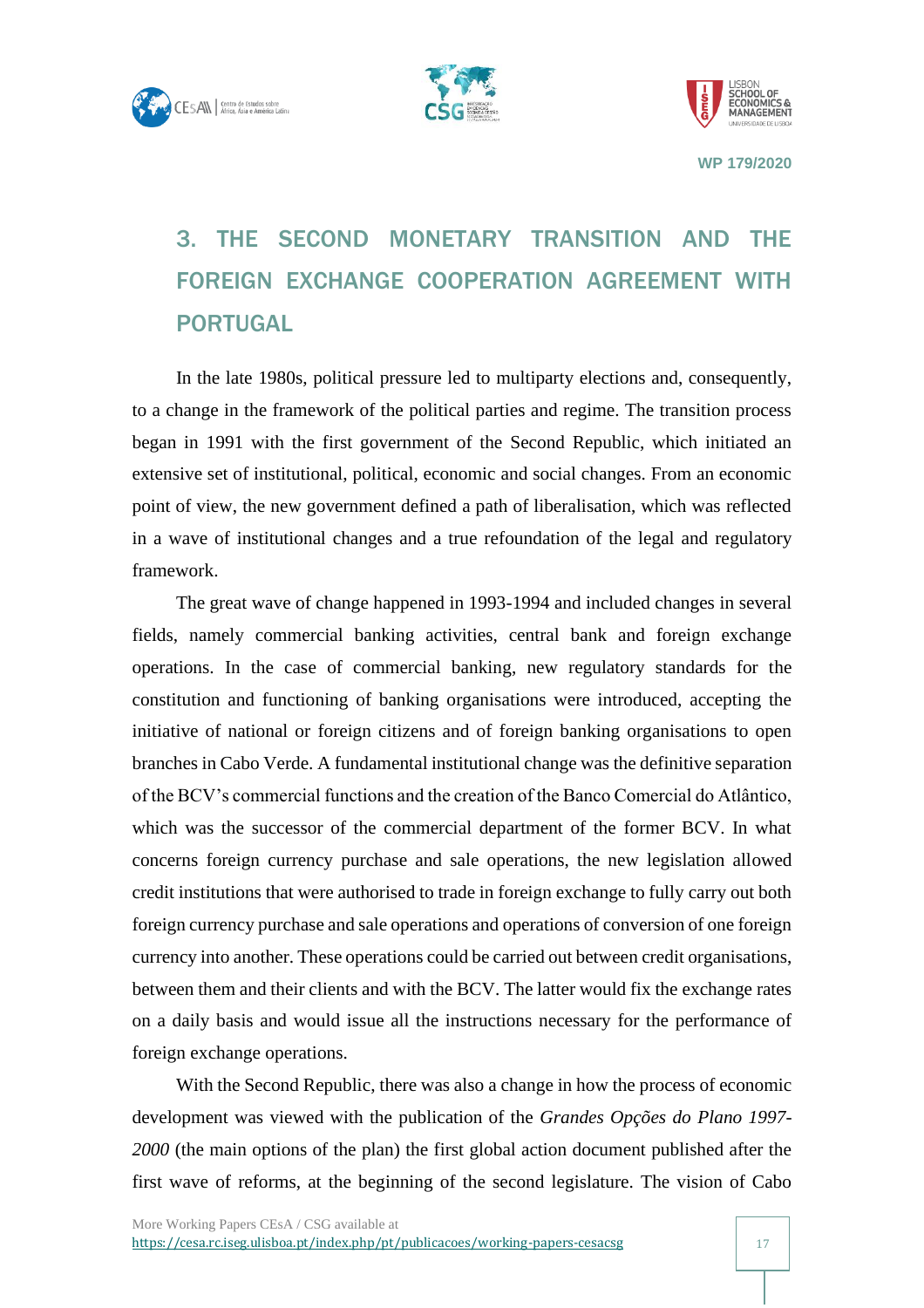# 3. THE SECOND MONETARY TRANSITION AND THE FOREIGN EXCHANGE COOPERATION AGREEMENT WITH PORTUGAL

In the late 1980s, political pressure led to multiparty elections and, consequently, to a change in the framework of the political parties and regime. The transition process began in 1991 with the first government of the Second Republic, which initiated an extensive set of institutional, political, economic and social changes. From an economic point of view, the new government defined a path of liberalisation, which was reflected in a wave of institutional changes and a true refoundation of the legal and regulatory framework.

The great wave of change happened in 1993-1994 and included changes in several fields, namely commercial banking activities, central bank and foreign exchange operations. In the case of commercial banking, new regulatory standards for the constitution and functioning of banking organisations were introduced, accepting the initiative of national or foreign citizens and of foreign banking organisations to open branches in Cabo Verde. A fundamental institutional change was the definitive separation of the BCV's commercial functions and the creation of the Banco Comercial do Atlântico, which was the successor of the commercial department of the former BCV. In what concerns foreign currency purchase and sale operations, the new legislation allowed credit institutions that were authorised to trade in foreign exchange to fully carry out both foreign currency purchase and sale operations and operations of conversion of one foreign currency into another. These operations could be carried out between credit organisations, between them and their clients and with the BCV. The latter would fix the exchange rates on a daily basis and would issue all the instructions necessary for the performance of foreign exchange operations.

With the Second Republic, there was also a change in how the process of economic development was viewed with the publication of the *Grandes Opções do Plano 1997-2000* (the main options of the plan) the first global action document published after the first wave of reforms, at the beginning of the second legislature. The vision of Cabo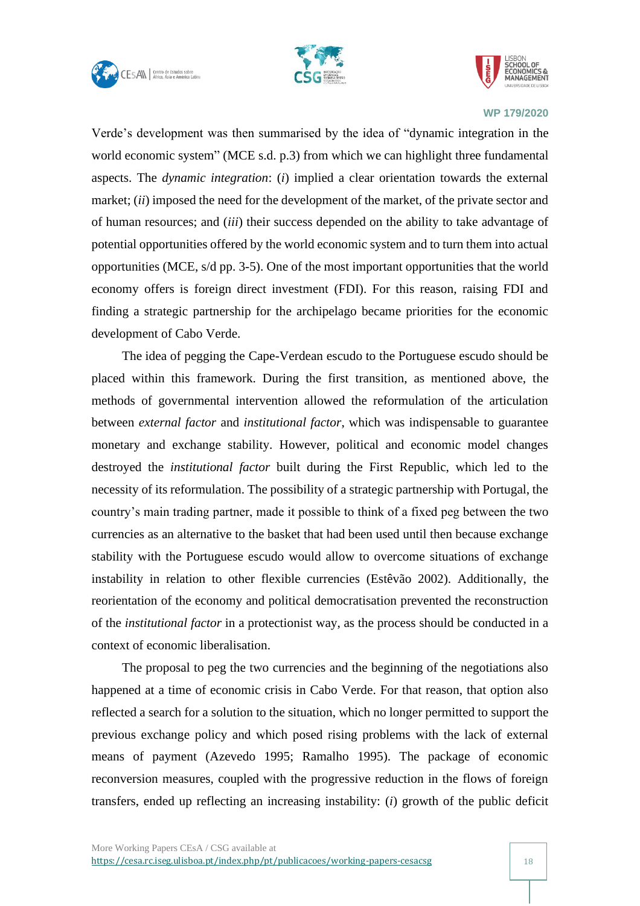Verde's development was then summarised by the idea of "dynamic integration in the world economic system" (MCE s.d. p.3) from which we can highlight three fundamental aspects. The *dynamic integration*: (*i*) implied a clear orientation towards the external market; (*ii*) imposed the need for the development of the market, of the private sector and of human resources; and (*iii*) their success depended on the ability to take advantage of potential opportunities offered by the world economic system and to turn them into actual opportunities (MCE, s/d pp. 3-5). One of the most important opportunities that the world economy offers is foreign direct investment (FDI). For this reason, raising FDI and finding a strategic partnership for the archipelago became priorities for the economic development of Cabo Verde.

The idea of pegging the Cape-Verdean escudo to the Portuguese escudo should be placed within this framework. During the first transition, as mentioned above, the methods of governmental intervention allowed the reformulation of the articulation between *external factor* and *institutional factor*, which was indispensable to guarantee monetary and exchange stability. However, political and economic model changes destroyed the *institutional factor* built during the First Republic, which led to the necessity of its reformulation. The possibility of a strategic partnership with Portugal, the country's main trading partner, made it possible to think of a fixed peg between the two currencies as an alternative to the basket that had been used until then because exchange stability with the Portuguese escudo would allow to overcome situations of exchange instability in relation to other flexible currencies (Estêvão 2002). Additionally, the reorientation of the economy and political democratisation prevented the reconstruction of the *institutional factor* in a protectionist way, as the process should be conducted in a context of economic liberalisation.

The proposal to peg the two currencies and the beginning of the negotiations also happened at a time of economic crisis in Cabo Verde. For that reason, that option also reflected a search for a solution to the situation, which no longer permitted to support the previous exchange policy and which posed rising problems with the lack of external means of payment (Azevedo 1995; Ramalho 1995). The package of economic reconversion measures, coupled with the progressive reduction in the flows of foreign transfers, ended up reflecting an increasing instability: (*i*) growth of the public deficit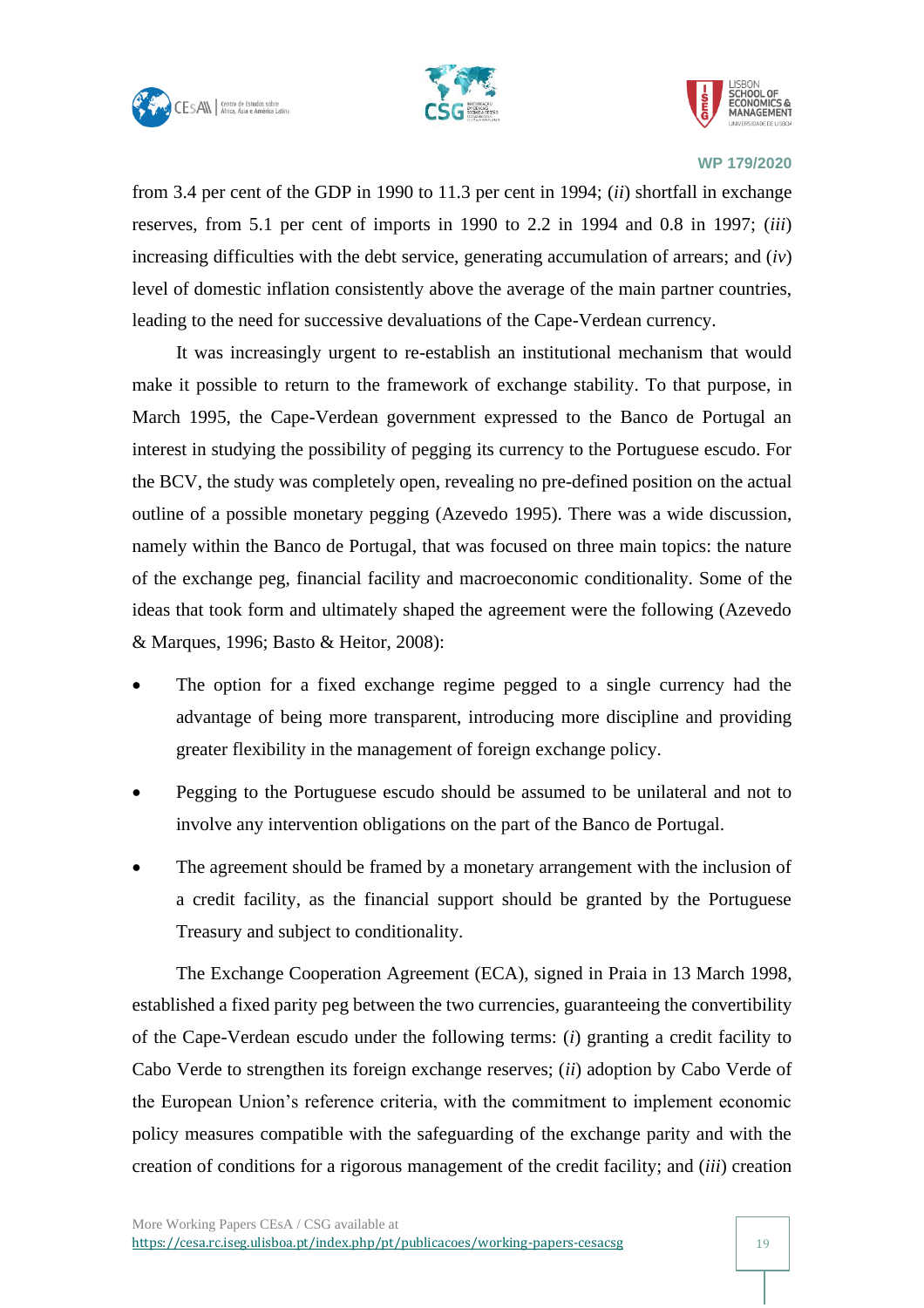from 3.4 per cent of the GDP in 1990 to 11.3 per cent in 1994; (*ii*) shortfall in exchange reserves, from 5.1 per cent of imports in 1990 to 2.2 in 1994 and 0.8 in 1997; (*iii*) increasing difficulties with the debt service, generating accumulation of arrears; and (*iv*) level of domestic inflation consistently above the average of the main partner countries, leading to the need for successive devaluations of the Cape-Verdean currency.

It was increasingly urgent to re-establish an institutional mechanism that would make it possible to return to the framework of exchange stability. To that purpose, in March 1995, the Cape-Verdean government expressed to the Banco de Portugal an interest in studying the possibility of pegging its currency to the Portuguese escudo. For the BCV, the study was completely open, revealing no pre-defined position on the actual outline of a possible monetary pegging (Azevedo 1995). There was a wide discussion, namely within the Banco de Portugal, that was focused on three main topics: the nature of the exchange peg, financial facility and macroeconomic conditionality. Some of the ideas that took form and ultimately shaped the agreement were the following (Azevedo & Marques, 1996; Basto & Heitor, 2008):

- The option for a fixed exchange regime pegged to a single currency had the advantage of being more transparent, introducing more discipline and providing greater flexibility in the management of foreign exchange policy.
- Pegging to the Portuguese escudo should be assumed to be unilateral and not to involve any intervention obligations on the part of the Banco de Portugal.
- The agreement should be framed by a monetary arrangement with the inclusion of a credit facility, as the financial support should be granted by the Portuguese Treasury and subject to conditionality.

The Exchange Cooperation Agreement (ECA), signed in Praia in 13 March 1998, established a fixed parity peg between the two currencies, guaranteeing the convertibility of the Cape-Verdean escudo under the following terms: (*i*) granting a credit facility to Cabo Verde to strengthen its foreign exchange reserves; (*ii*) adoption by Cabo Verde of the European Union's reference criteria, with the commitment to implement economic policy measures compatible with the safeguarding of the exchange parity and with the creation of conditions for a rigorous management of the credit facility; and (*iii*) creation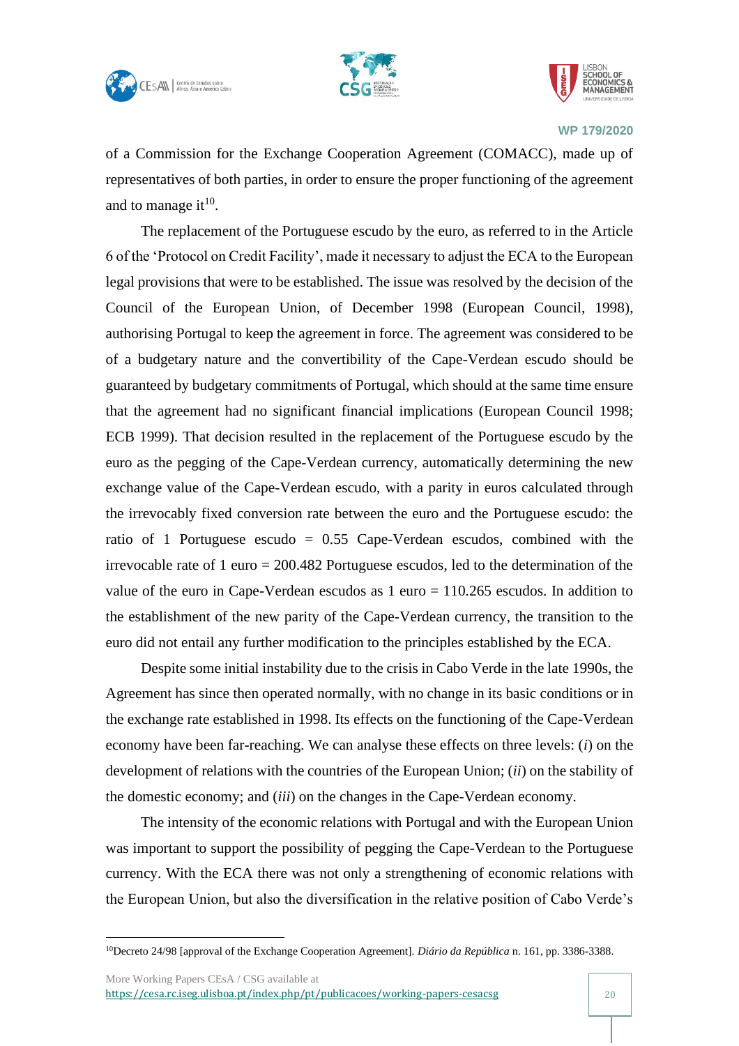of a Commission for the Exchange Cooperation Agreement (COMACC), made up of representatives of both parties, in order to ensure the proper functioning of the agreement and to manage it[10].

The replacement of the Portuguese escudo by the euro, as referred to in the Article 6 of the 'Protocol on Credit Facility', made it necessary to adjust the ECA to the European legal provisions that were to be established. The issue was resolved by the decision of the Council of the European Union, of December 1998 (European Council, 1998), authorising Portugal to keep the agreement in force. The agreement was considered to be of a budgetary nature and the convertibility of the Cape-Verdean escudo should be guaranteed by budgetary commitments of Portugal, which should at the same time ensure that the agreement had no significant financial implications (European Council 1998; ECB 1999). That decision resulted in the replacement of the Portuguese escudo by the euro as the pegging of the Cape-Verdean currency, automatically determining the new exchange value of the Cape-Verdean escudo, with a parity in euros calculated through the irrevocably fixed conversion rate between the euro and the Portuguese escudo: the ratio of 1 Portuguese escudo = 0.55 Cape-Verdean escudos, combined with the irrevocable rate of 1 euro = 200.482 Portuguese escudos, led to the determination of the value of the euro in Cape-Verdean escudos as 1 euro = 110.265 escudos. In addition to the establishment of the new parity of the Cape-Verdean currency, the transition to the euro did not entail any further modification to the principles established by the ECA.

Despite some initial instability due to the crisis in Cabo Verde in the late 1990s, the Agreement has since then operated normally, with no change in its basic conditions or in the exchange rate established in 1998. Its effects on the functioning of the Cape-Verdean economy have been far-reaching. We can analyse these effects on three levels: (*i*) on the development of relations with the countries of the European Union; (*ii*) on the stability of the domestic economy; and (*iii*) on the changes in the Cape-Verdean economy.

The intensity of the economic relations with Portugal and with the European Union was important to support the possibility of pegging the Cape-Verdean to the Portuguese currency. With the ECA there was not only a strengthening of economic relations with the European Union, but also the diversification in the relative position of Cabo Verde's

---

[10] Decreto 24/98 [approval of the Exchange Cooperation Agreement]. *Diário da República* n. 161, pp. 3386-3388.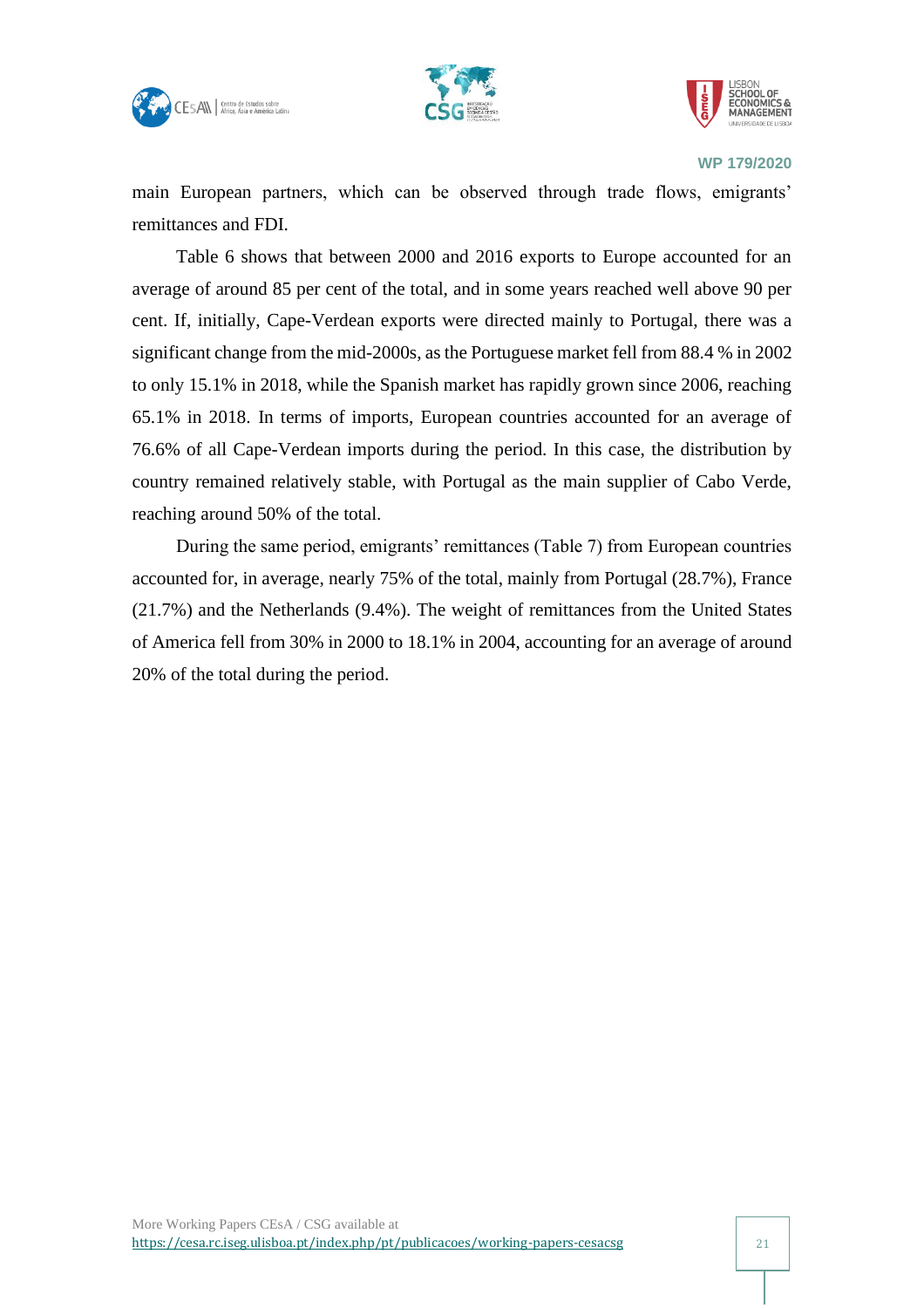main European partners, which can be observed through trade flows, emigrants' remittances and FDI.

Table 6 shows that between 2000 and 2016 exports to Europe accounted for an average of around 85 per cent of the total, and in some years reached well above 90 per cent. If, initially, Cape-Verdean exports were directed mainly to Portugal, there was a significant change from the mid-2000s, as the Portuguese market fell from 88.4 % in 2002 to only 15.1% in 2018, while the Spanish market has rapidly grown since 2006, reaching 65.1% in 2018. In terms of imports, European countries accounted for an average of 76.6% of all Cape-Verdean imports during the period. In this case, the distribution by country remained relatively stable, with Portugal as the main supplier of Cabo Verde, reaching around 50% of the total.

During the same period, emigrants' remittances (Table 7) from European countries accounted for, in average, nearly 75% of the total, mainly from Portugal (28.7%), France (21.7%) and the Netherlands (9.4%). The weight of remittances from the United States of America fell from 30% in 2000 to 18.1% in 2004, accounting for an average of around 20% of the total during the period.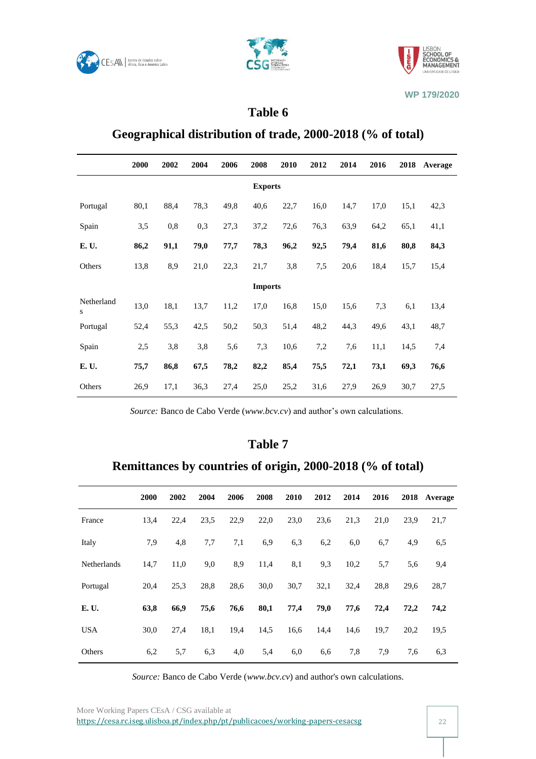## Table 6

## Geographical distribution of trade, 2000-2018 (% of total)

| | 2000 | 2002 | 2004 | 2006 | 2008 | 2010 | 2012 | 2014 | 2016 | 2018 | Average |
|---|---|---|---|---|---|---|---|---|---|---|---|
| | | | | | **Exports** | | | | | | |
| Portugal | 80,1 | 88,4 | 78,3 | 49,8 | 40,6 | 22,7 | 16,0 | 14,7 | 17,0 | 15,1 | 42,3 |
| Spain | 3,5 | 0,8 | 0,3 | 27,3 | 37,2 | 72,6 | 76,3 | 63,9 | 64,2 | 65,1 | 41,1 |
| **E. U.** | **86,2** | **91,1** | **79,0** | **77,7** | **78,3** | **96,2** | **92,5** | **79,4** | **81,6** | **80,8** | **84,3** |
| Others | 13,8 | 8,9 | 21,0 | 22,3 | 21,7 | 3,8 | 7,5 | 20,6 | 18,4 | 15,7 | 15,4 |
| | | | | | **Imports** | | | | | | |
| Netherlands | 13,0 | 18,1 | 13,7 | 11,2 | 17,0 | 16,8 | 15,0 | 15,6 | 7,3 | 6,1 | 13,4 |
| Portugal | 52,4 | 55,3 | 42,5 | 50,2 | 50,3 | 51,4 | 48,2 | 44,3 | 49,6 | 43,1 | 48,7 |
| Spain | 2,5 | 3,8 | 3,8 | 5,6 | 7,3 | 10,6 | 7,2 | 7,6 | 11,1 | 14,5 | 7,4 |
| **E. U.** | **75,7** | **86,8** | **67,5** | **78,2** | **82,2** | **85,4** | **75,5** | **72,1** | **73,1** | **69,3** | **76,6** |
| Others | 26,9 | 17,1 | 36,3 | 27,4 | 25,0 | 25,2 | 31,6 | 27,9 | 26,9 | 30,7 | 27,5 |

*Source:* Banco de Cabo Verde (*www.bcv.cv*) and author's own calculations.

## Table 7

## Remittances by countries of origin, 2000-2018 (% of total)

| | 2000 | 2002 | 2004 | 2006 | 2008 | 2010 | 2012 | 2014 | 2016 | 2018 | Average |
|---|---|---|---|---|---|---|---|---|---|---|---|
| France | 13,4 | 22,4 | 23,5 | 22,9 | 22,0 | 23,0 | 23,6 | 21,3 | 21,0 | 23,9 | 21,7 |
| Italy | 7,9 | 4,8 | 7,7 | 7,1 | 6,9 | 6,3 | 6,2 | 6,0 | 6,7 | 4,9 | 6,5 |
| Netherlands | 14,7 | 11,0 | 9,0 | 8,9 | 11,4 | 8,1 | 9,3 | 10,2 | 5,7 | 5,6 | 9,4 |
| Portugal | 20,4 | 25,3 | 28,8 | 28,6 | 30,0 | 30,7 | 32,1 | 32,4 | 28,8 | 29,6 | 28,7 |
| **E. U.** | **63,8** | **66,9** | **75,6** | **76,6** | **80,1** | **77,4** | **79,0** | **77,6** | **72,4** | **72,2** | **74,2** |
| USA | 30,0 | 27,4 | 18,1 | 19,4 | 14,5 | 16,6 | 14,4 | 14,6 | 19,7 | 20,2 | 19,5 |
| Others | 6,2 | 5,7 | 6,3 | 4,0 | 5,4 | 6,0 | 6,6 | 7,8 | 7,9 | 7,6 | 6,3 |

*Source:* Banco de Cabo Verde (*www.bcv.cv*) and author's own calculations.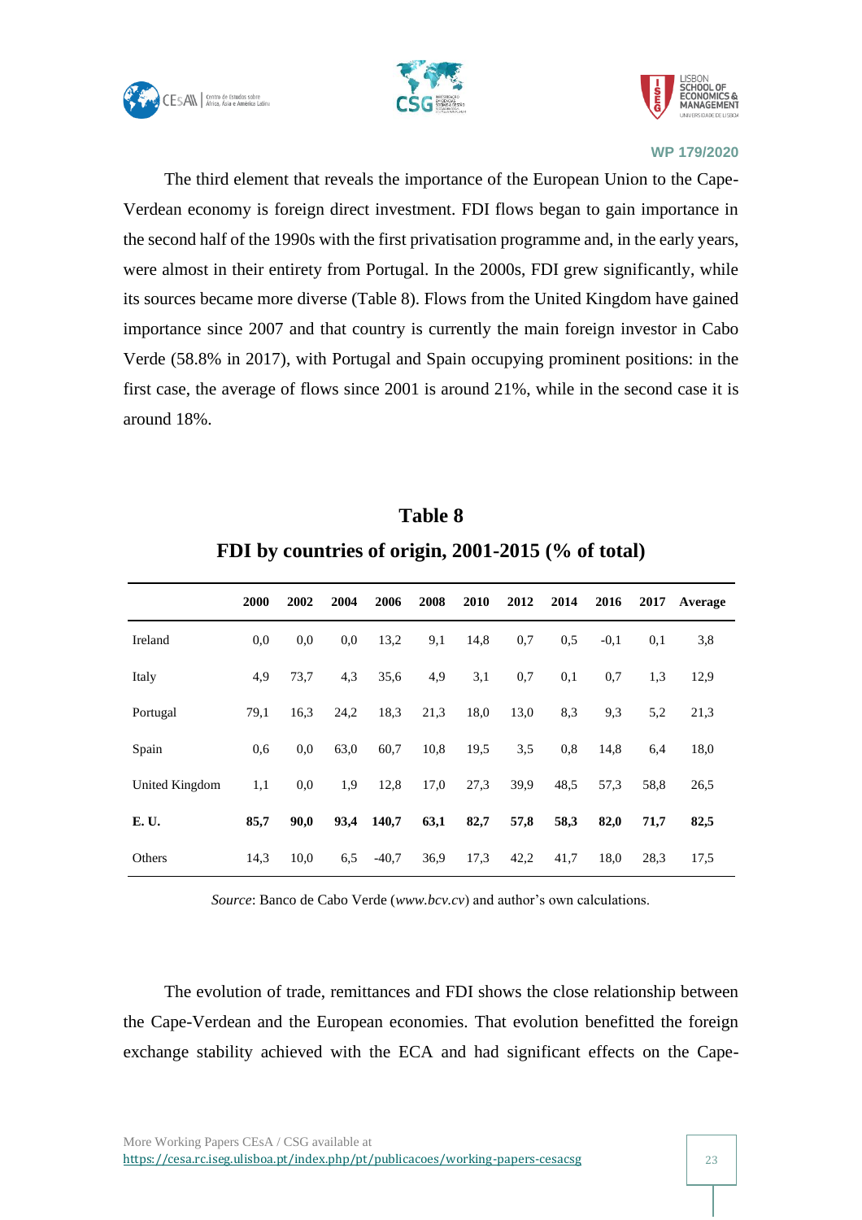The third element that reveals the importance of the European Union to the Cape-Verdean economy is foreign direct investment. FDI flows began to gain importance in the second half of the 1990s with the first privatisation programme and, in the early years, were almost in their entirety from Portugal. In the 2000s, FDI grew significantly, while its sources became more diverse (Table 8). Flows from the United Kingdom have gained importance since 2007 and that country is currently the main foreign investor in Cabo Verde (58.8% in 2017), with Portugal and Spain occupying prominent positions: in the first case, the average of flows since 2001 is around 21%, while in the second case it is around 18%.

**Table 8**

**FDI by countries of origin, 2001-2015 (% of total)**

| | 2000 | 2002 | 2004 | 2006 | 2008 | 2010 | 2012 | 2014 | 2016 | 2017 | Average |
|---|---|---|---|---|---|---|---|---|---|---|---|
| Ireland | 0,0 | 0,0 | 0,0 | 13,2 | 9,1 | 14,8 | 0,7 | 0,5 | -0,1 | 0,1 | 3,8 |
| Italy | 4,9 | 73,7 | 4,3 | 35,6 | 4,9 | 3,1 | 0,7 | 0,1 | 0,7 | 1,3 | 12,9 |
| Portugal | 79,1 | 16,3 | 24,2 | 18,3 | 21,3 | 18,0 | 13,0 | 8,3 | 9,3 | 5,2 | 21,3 |
| Spain | 0,6 | 0,0 | 63,0 | 60,7 | 10,8 | 19,5 | 3,5 | 0,8 | 14,8 | 6,4 | 18,0 |
| United Kingdom | 1,1 | 0,0 | 1,9 | 12,8 | 17,0 | 27,3 | 39,9 | 48,5 | 57,3 | 58,8 | 26,5 |
| **E. U.** | **85,7** | **90,0** | **93,4** | **140,7** | **63,1** | **82,7** | **57,8** | **58,3** | **82,0** | **71,7** | **82,5** |
| Others | 14,3 | 10,0 | 6,5 | -40,7 | 36,9 | 17,3 | 42,2 | 41,7 | 18,0 | 28,3 | 17,5 |

*Source*: Banco de Cabo Verde (*www.bcv.cv*) and author's own calculations.

The evolution of trade, remittances and FDI shows the close relationship between the Cape-Verdean and the European economies. That evolution benefitted the foreign exchange stability achieved with the ECA and had significant effects on the Cape-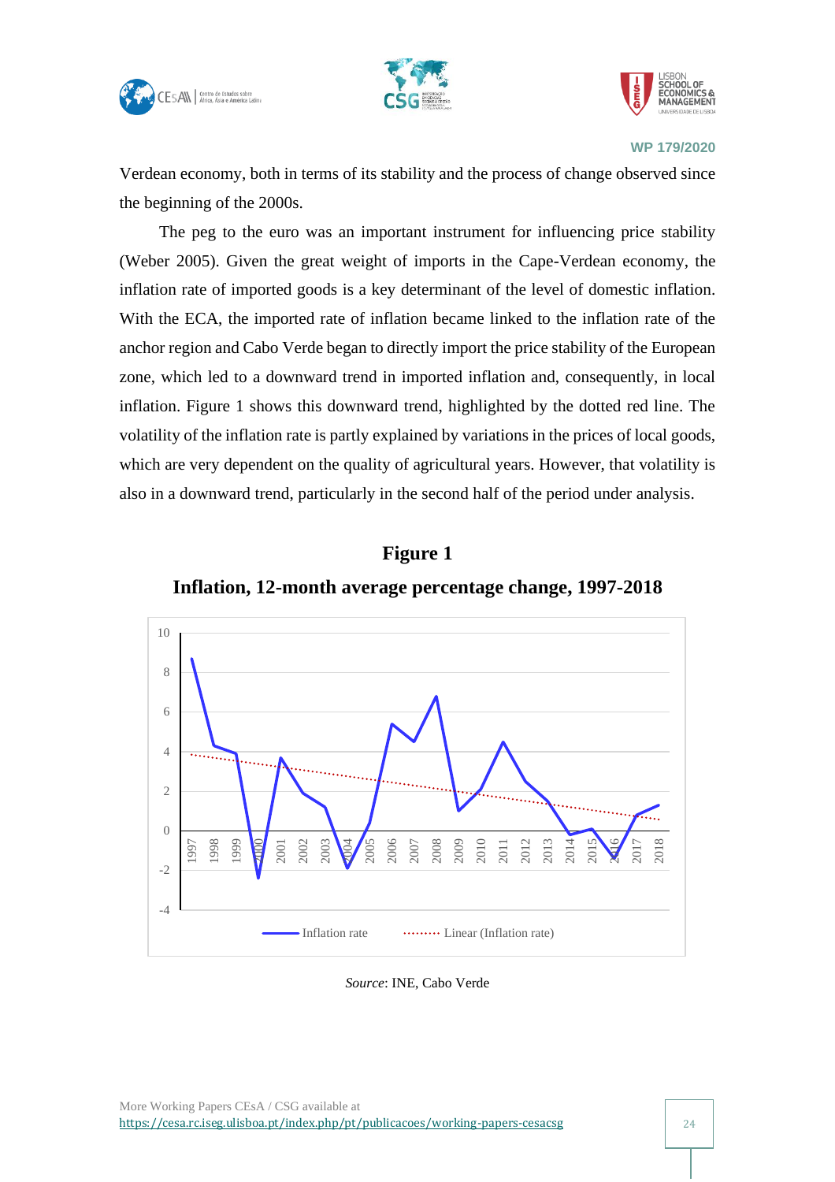Verdean economy, both in terms of its stability and the process of change observed since the beginning of the 2000s.

The peg to the euro was an important instrument for influencing price stability (Weber 2005). Given the great weight of imports in the Cape-Verdean economy, the inflation rate of imported goods is a key determinant of the level of domestic inflation. With the ECA, the imported rate of inflation became linked to the inflation rate of the anchor region and Cabo Verde began to directly import the price stability of the European zone, which led to a downward trend in imported inflation and, consequently, in local inflation. Figure 1 shows this downward trend, highlighted by the dotted red line. The volatility of the inflation rate is partly explained by variations in the prices of local goods, which are very dependent on the quality of agricultural years. However, that volatility is also in a downward trend, particularly in the second half of the period under analysis.

**Figure 1**

**Inflation, 12-month average percentage change, 1997-2018**

*Source*: INE, Cabo Verde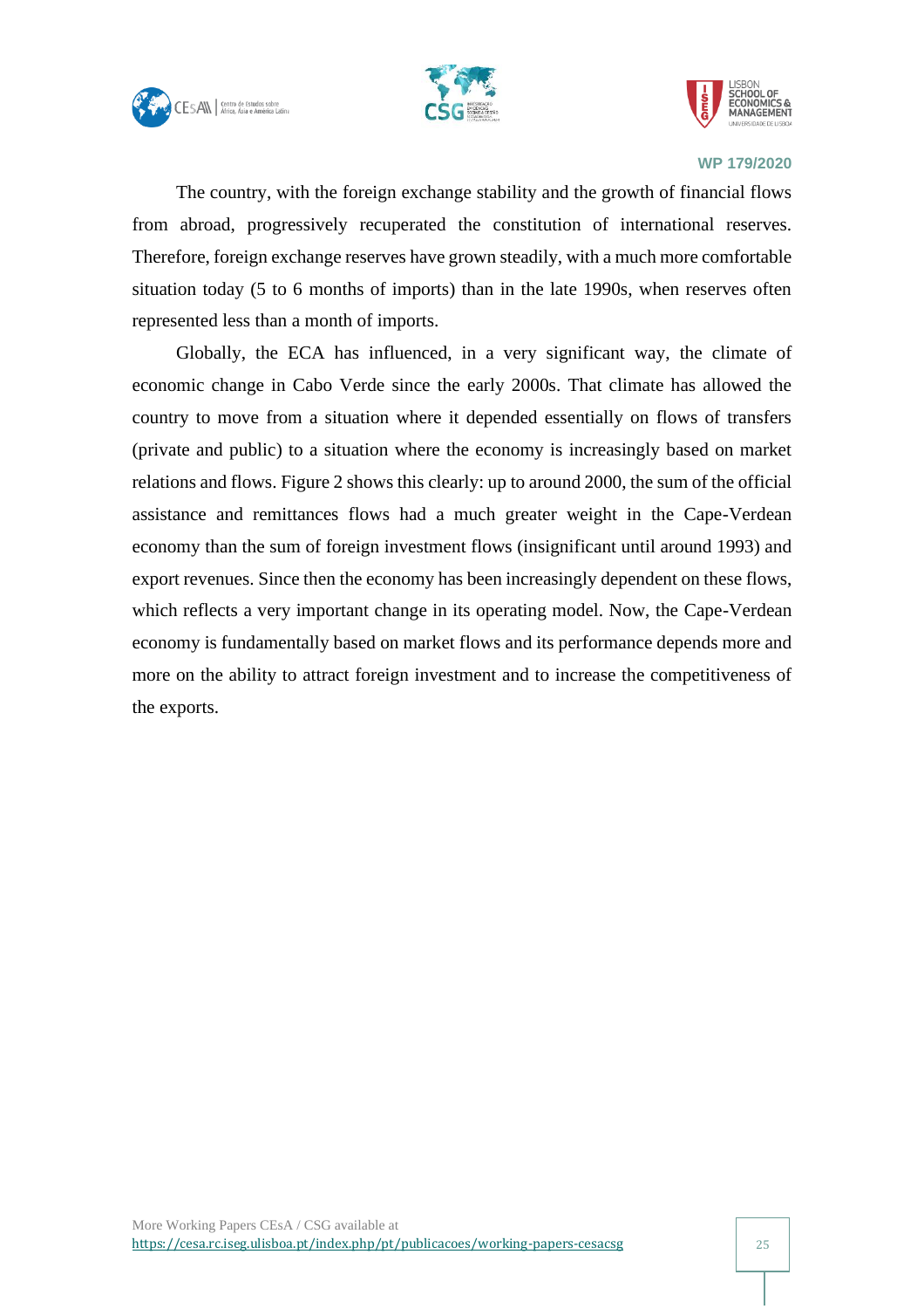The country, with the foreign exchange stability and the growth of financial flows from abroad, progressively recuperated the constitution of international reserves. Therefore, foreign exchange reserves have grown steadily, with a much more comfortable situation today (5 to 6 months of imports) than in the late 1990s, when reserves often represented less than a month of imports.

Globally, the ECA has influenced, in a very significant way, the climate of economic change in Cabo Verde since the early 2000s. That climate has allowed the country to move from a situation where it depended essentially on flows of transfers (private and public) to a situation where the economy is increasingly based on market relations and flows. Figure 2 shows this clearly: up to around 2000, the sum of the official assistance and remittances flows had a much greater weight in the Cape-Verdean economy than the sum of foreign investment flows (insignificant until around 1993) and export revenues. Since then the economy has been increasingly dependent on these flows, which reflects a very important change in its operating model. Now, the Cape-Verdean economy is fundamentally based on market flows and its performance depends more and more on the ability to attract foreign investment and to increase the competitiveness of the exports.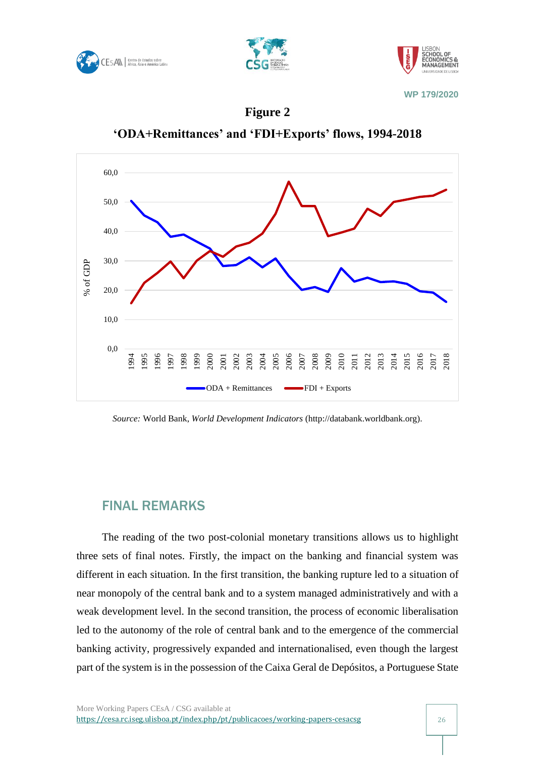**Figure 2**

**'ODA+Remittances' and 'FDI+Exports' flows, 1994-2018**

*Source:* World Bank, *World Development Indicators* (http://databank.worldbank.org).

## FINAL REMARKS

The reading of the two post-colonial monetary transitions allows us to highlight three sets of final notes. Firstly, the impact on the banking and financial system was different in each situation. In the first transition, the banking rupture led to a situation of near monopoly of the central bank and to a system managed administratively and with a weak development level. In the second transition, the process of economic liberalisation led to the autonomy of the role of central bank and to the emergence of the commercial banking activity, progressively expanded and internationalised, even though the largest part of the system is in the possession of the Caixa Geral de Depósitos, a Portuguese State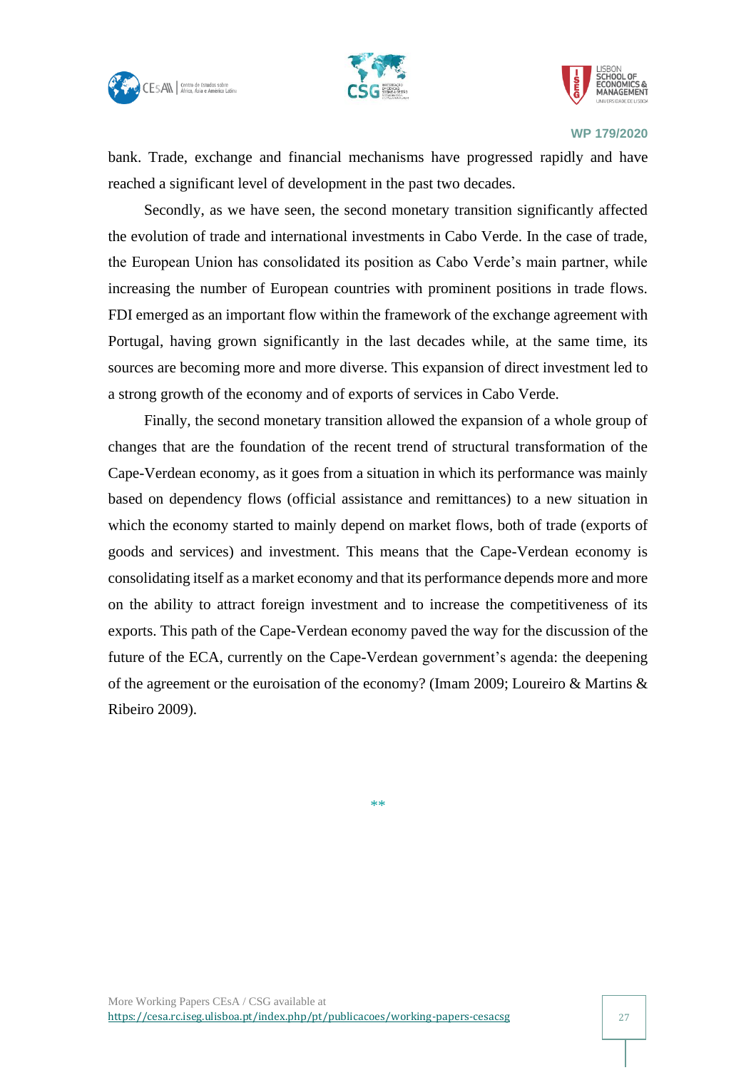bank. Trade, exchange and financial mechanisms have progressed rapidly and have reached a significant level of development in the past two decades.

Secondly, as we have seen, the second monetary transition significantly affected the evolution of trade and international investments in Cabo Verde. In the case of trade, the European Union has consolidated its position as Cabo Verde's main partner, while increasing the number of European countries with prominent positions in trade flows. FDI emerged as an important flow within the framework of the exchange agreement with Portugal, having grown significantly in the last decades while, at the same time, its sources are becoming more and more diverse. This expansion of direct investment led to a strong growth of the economy and of exports of services in Cabo Verde.

Finally, the second monetary transition allowed the expansion of a whole group of changes that are the foundation of the recent trend of structural transformation of the Cape-Verdean economy, as it goes from a situation in which its performance was mainly based on dependency flows (official assistance and remittances) to a new situation in which the economy started to mainly depend on market flows, both of trade (exports of goods and services) and investment. This means that the Cape-Verdean economy is consolidating itself as a market economy and that its performance depends more and more on the ability to attract foreign investment and to increase the competitiveness of its exports. This path of the Cape-Verdean economy paved the way for the discussion of the future of the ECA, currently on the Cape-Verdean government's agenda: the deepening of the agreement or the euroisation of the economy? (Imam 2009; Loureiro & Martins & Ribeiro 2009).

**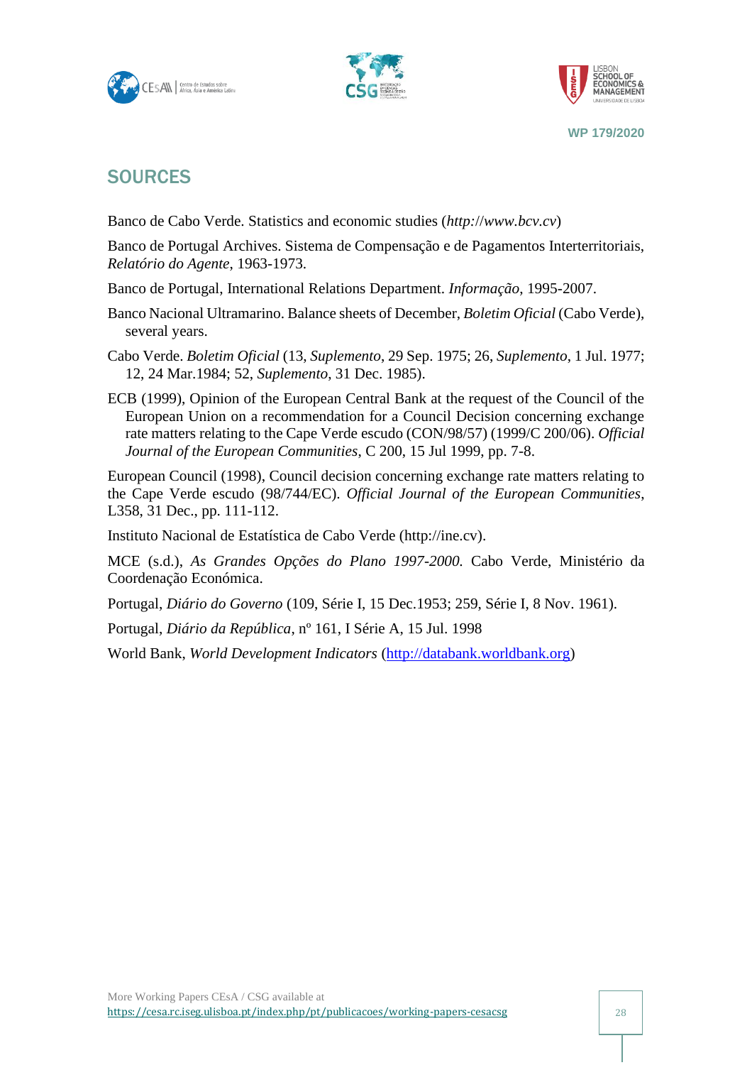## SOURCES

Banco de Cabo Verde. Statistics and economic studies (*http://www.bcv.cv*)

Banco de Portugal Archives. Sistema de Compensação e de Pagamentos Interterritoriais, *Relatório do Agente*, 1963-1973.

Banco de Portugal, International Relations Department. *Informação*, 1995-2007.

Banco Nacional Ultramarino. Balance sheets of December, *Boletim Oficial* (Cabo Verde), several years.

Cabo Verde. *Boletim Oficial* (13, *Suplemento*, 29 Sep. 1975; 26, *Suplemento*, 1 Jul. 1977; 12, 24 Mar.1984; 52, *Suplemento*, 31 Dec. 1985).

ECB (1999), Opinion of the European Central Bank at the request of the Council of the European Union on a recommendation for a Council Decision concerning exchange rate matters relating to the Cape Verde escudo (CON/98/57) (1999/C 200/06). *Official Journal of the European Communities*, C 200, 15 Jul 1999, pp. 7-8.

European Council (1998), Council decision concerning exchange rate matters relating to the Cape Verde escudo (98/744/EC). *Official Journal of the European Communities*, L358, 31 Dec., pp. 111-112.

Instituto Nacional de Estatística de Cabo Verde (http://ine.cv).

MCE (s.d.), *As Grandes Opções do Plano 1997-2000.* Cabo Verde, Ministério da Coordenação Económica.

Portugal, *Diário do Governo* (109, Série I, 15 Dec.1953; 259, Série I, 8 Nov. 1961).

Portugal, *Diário da República*, nº 161, I Série A, 15 Jul. 1998

World Bank, *World Development Indicators* (http://databank.worldbank.org)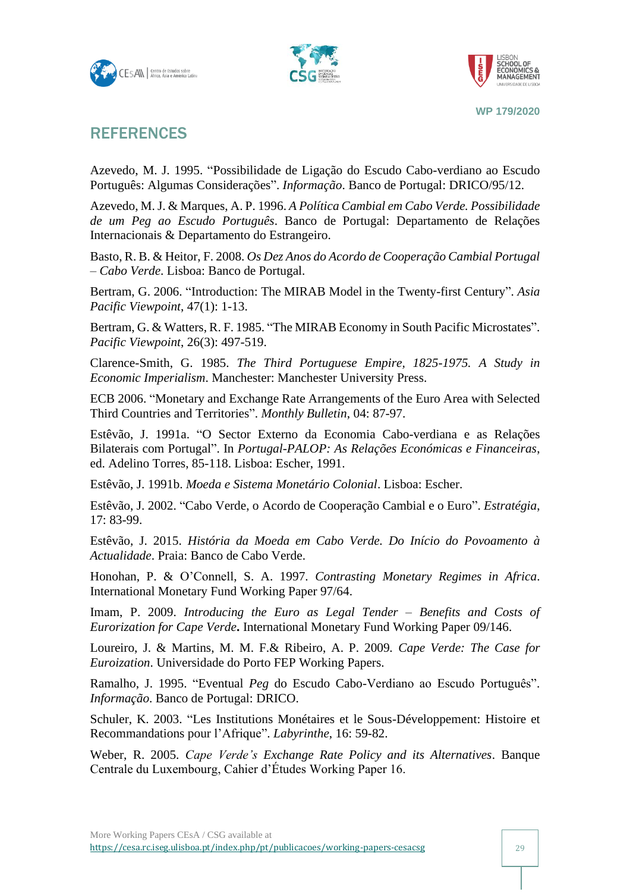## REFERENCES

Azevedo, M. J. 1995. "Possibilidade de Ligação do Escudo Cabo-verdiano ao Escudo Português: Algumas Considerações". *Informação*. Banco de Portugal: DRICO/95/12.

Azevedo, M. J. & Marques, A. P. 1996. *A Política Cambial em Cabo Verde. Possibilidade de um Peg ao Escudo Português*. Banco de Portugal: Departamento de Relações Internacionais & Departamento do Estrangeiro.

Basto, R. B. & Heitor, F. 2008. *Os Dez Anos do Acordo de Cooperação Cambial Portugal – Cabo Verde*. Lisboa: Banco de Portugal.

Bertram, G. 2006. "Introduction: The MIRAB Model in the Twenty-first Century". *Asia Pacific Viewpoint*, 47(1): 1-13.

Bertram, G. & Watters, R. F. 1985. "The MIRAB Economy in South Pacific Microstates". *Pacific Viewpoint*, 26(3): 497-519.

Clarence-Smith, G. 1985. *The Third Portuguese Empire, 1825-1975. A Study in Economic Imperialism*. Manchester: Manchester University Press.

ECB 2006. "Monetary and Exchange Rate Arrangements of the Euro Area with Selected Third Countries and Territories". *Monthly Bulletin*, 04: 87-97.

Estêvão, J. 1991a. "O Sector Externo da Economia Cabo-verdiana e as Relações Bilaterais com Portugal". In *Portugal-PALOP: As Relações Económicas e Financeiras*, ed. Adelino Torres, 85-118. Lisboa: Escher, 1991.

Estêvão, J. 1991b. *Moeda e Sistema Monetário Colonial*. Lisboa: Escher.

Estêvão, J. 2002. "Cabo Verde, o Acordo de Cooperação Cambial e o Euro". *Estratégia*, 17: 83-99.

Estêvão, J. 2015. *História da Moeda em Cabo Verde. Do Início do Povoamento à Actualidade*. Praia: Banco de Cabo Verde.

Honohan, P. & O'Connell, S. A. 1997. *Contrasting Monetary Regimes in Africa*. International Monetary Fund Working Paper 97/64.

Imam, P. 2009. *Introducing the Euro as Legal Tender – Benefits and Costs of Eurorization for Cape Verde***.** International Monetary Fund Working Paper 09/146.

Loureiro, J. & Martins, M. M. F.& Ribeiro, A. P. 2009. *Cape Verde: The Case for Euroization*. Universidade do Porto FEP Working Papers.

Ramalho, J. 1995. "Eventual *Peg* do Escudo Cabo-Verdiano ao Escudo Português". *Informação*. Banco de Portugal: DRICO.

Schuler, K. 2003. "Les Institutions Monétaires et le Sous-Développement: Histoire et Recommandations pour l'Afrique". *Labyrinthe*, 16: 59-82.

Weber, R. 2005. *Cape Verde's Exchange Rate Policy and its Alternatives*. Banque Centrale du Luxembourg, Cahier d'Études Working Paper 16.